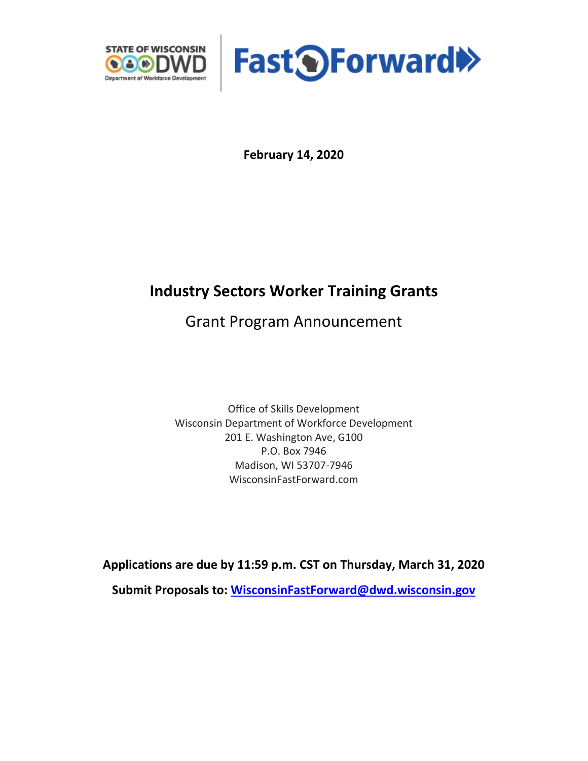STATE OF WISCONSIN DWD Department of Workforce Development

Fast Forward

**February 14, 2020**

# Industry Sectors Worker Training Grants

## Grant Program Announcement

Office of Skills Development
Wisconsin Department of Workforce Development
201 E. Washington Ave, G100
P.O. Box 7946
Madison, WI 53707-7946
WisconsinFastForward.com

**Applications are due by 11:59 p.m. CST on Thursday, March 31, 2020**

**Submit Proposals to: [WisconsinFastForward@dwd.wisconsin.gov](mailto:WisconsinFastForward@dwd.wisconsin.gov)**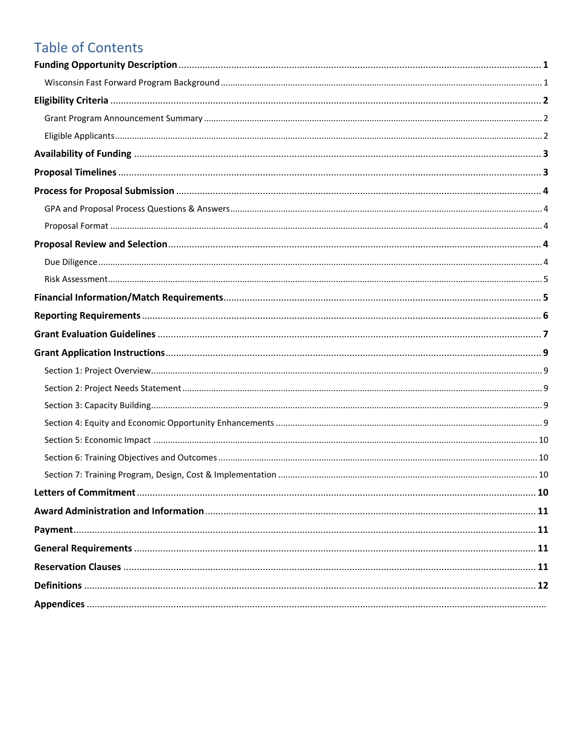# Table of Contents

**Funding Opportunity Description** ..... **1**

- Wisconsin Fast Forward Program Background ..... 1

**Eligibility Criteria** ..... **2**

- Grant Program Announcement Summary ..... 2
- Eligible Applicants ..... 2

**Availability of Funding** ..... **3**

**Proposal Timelines** ..... **3**

**Process for Proposal Submission** ..... **4**

- GPA and Proposal Process Questions & Answers ..... 4
- Proposal Format ..... 4

**Proposal Review and Selection** ..... **4**

- Due Diligence ..... 4
- Risk Assessment ..... 5

**Financial Information/Match Requirements** ..... **5**

**Reporting Requirements** ..... **6**

**Grant Evaluation Guidelines** ..... **7**

**Grant Application Instructions** ..... **9**

- Section 1: Project Overview ..... 9
- Section 2: Project Needs Statement ..... 9
- Section 3: Capacity Building ..... 9
- Section 4: Equity and Economic Opportunity Enhancements ..... 9
- Section 5: Economic Impact ..... 10
- Section 6: Training Objectives and Outcomes ..... 10
- Section 7: Training Program, Design, Cost & Implementation ..... 10

**Letters of Commitment** ..... **10**

**Award Administration and Information** ..... **11**

**Payment** ..... **11**

**General Requirements** ..... **11**

**Reservation Clauses** ..... **11**

**Definitions** ..... **12**

**Appendices** .....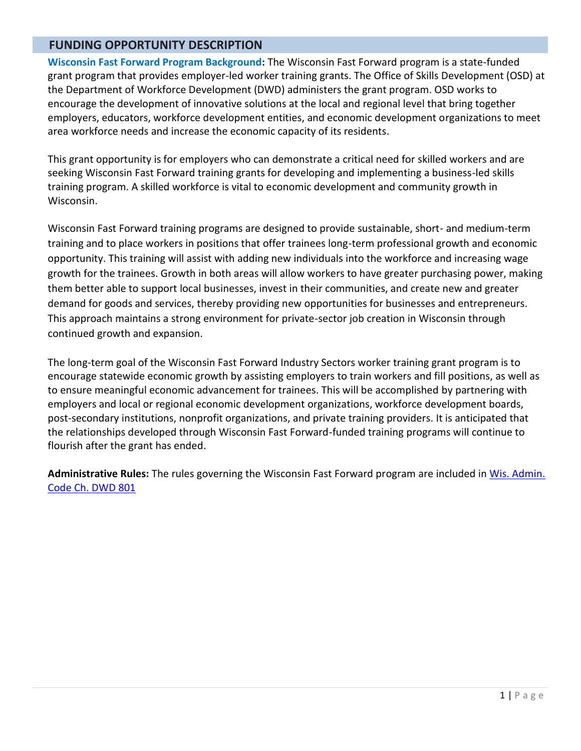## FUNDING OPPORTUNITY DESCRIPTION

**Wisconsin Fast Forward Program Background:** The Wisconsin Fast Forward program is a state-funded grant program that provides employer-led worker training grants. The Office of Skills Development (OSD) at the Department of Workforce Development (DWD) administers the grant program. OSD works to encourage the development of innovative solutions at the local and regional level that bring together employers, educators, workforce development entities, and economic development organizations to meet area workforce needs and increase the economic capacity of its residents.

This grant opportunity is for employers who can demonstrate a critical need for skilled workers and are seeking Wisconsin Fast Forward training grants for developing and implementing a business-led skills training program. A skilled workforce is vital to economic development and community growth in Wisconsin.

Wisconsin Fast Forward training programs are designed to provide sustainable, short- and medium-term training and to place workers in positions that offer trainees long-term professional growth and economic opportunity. This training will assist with adding new individuals into the workforce and increasing wage growth for the trainees. Growth in both areas will allow workers to have greater purchasing power, making them better able to support local businesses, invest in their communities, and create new and greater demand for goods and services, thereby providing new opportunities for businesses and entrepreneurs. This approach maintains a strong environment for private-sector job creation in Wisconsin through continued growth and expansion.

The long-term goal of the Wisconsin Fast Forward Industry Sectors worker training grant program is to encourage statewide economic growth by assisting employers to train workers and fill positions, as well as to ensure meaningful economic advancement for trainees. This will be accomplished by partnering with employers and local or regional economic development organizations, workforce development boards, post-secondary institutions, nonprofit organizations, and private training providers. It is anticipated that the relationships developed through Wisconsin Fast Forward-funded training programs will continue to flourish after the grant has ended.

**Administrative Rules:** The rules governing the Wisconsin Fast Forward program are included in Wis. Admin. Code Ch. DWD 801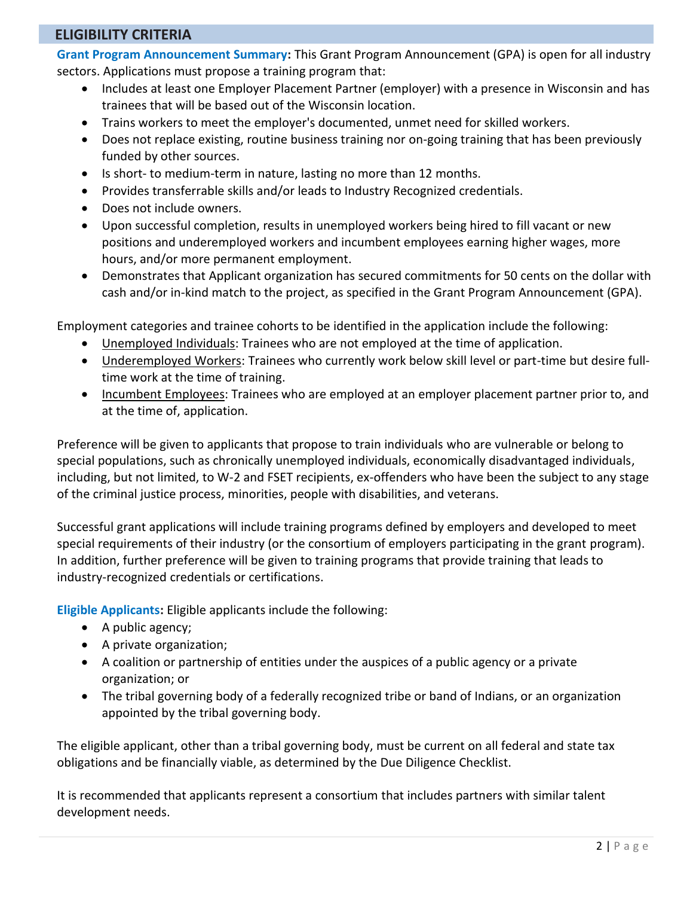## ELIGIBILITY CRITERIA

**Grant Program Announcement Summary:** This Grant Program Announcement (GPA) is open for all industry sectors. Applications must propose a training program that:

- Includes at least one Employer Placement Partner (employer) with a presence in Wisconsin and has trainees that will be based out of the Wisconsin location.
- Trains workers to meet the employer's documented, unmet need for skilled workers.
- Does not replace existing, routine business training nor on-going training that has been previously funded by other sources.
- Is short- to medium-term in nature, lasting no more than 12 months.
- Provides transferrable skills and/or leads to Industry Recognized credentials.
- Does not include owners.
- Upon successful completion, results in unemployed workers being hired to fill vacant or new positions and underemployed workers and incumbent employees earning higher wages, more hours, and/or more permanent employment.
- Demonstrates that Applicant organization has secured commitments for 50 cents on the dollar with cash and/or in-kind match to the project, as specified in the Grant Program Announcement (GPA).

Employment categories and trainee cohorts to be identified in the application include the following:

- Unemployed Individuals: Trainees who are not employed at the time of application.
- Underemployed Workers: Trainees who currently work below skill level or part-time but desire full-time work at the time of training.
- Incumbent Employees: Trainees who are employed at an employer placement partner prior to, and at the time of, application.

Preference will be given to applicants that propose to train individuals who are vulnerable or belong to special populations, such as chronically unemployed individuals, economically disadvantaged individuals, including, but not limited, to W-2 and FSET recipients, ex-offenders who have been the subject to any stage of the criminal justice process, minorities, people with disabilities, and veterans.

Successful grant applications will include training programs defined by employers and developed to meet special requirements of their industry (or the consortium of employers participating in the grant program). In addition, further preference will be given to training programs that provide training that leads to industry-recognized credentials or certifications.

**Eligible Applicants:** Eligible applicants include the following:

- A public agency;
- A private organization;
- A coalition or partnership of entities under the auspices of a public agency or a private organization; or
- The tribal governing body of a federally recognized tribe or band of Indians, or an organization appointed by the tribal governing body.

The eligible applicant, other than a tribal governing body, must be current on all federal and state tax obligations and be financially viable, as determined by the Due Diligence Checklist.

It is recommended that applicants represent a consortium that includes partners with similar talent development needs.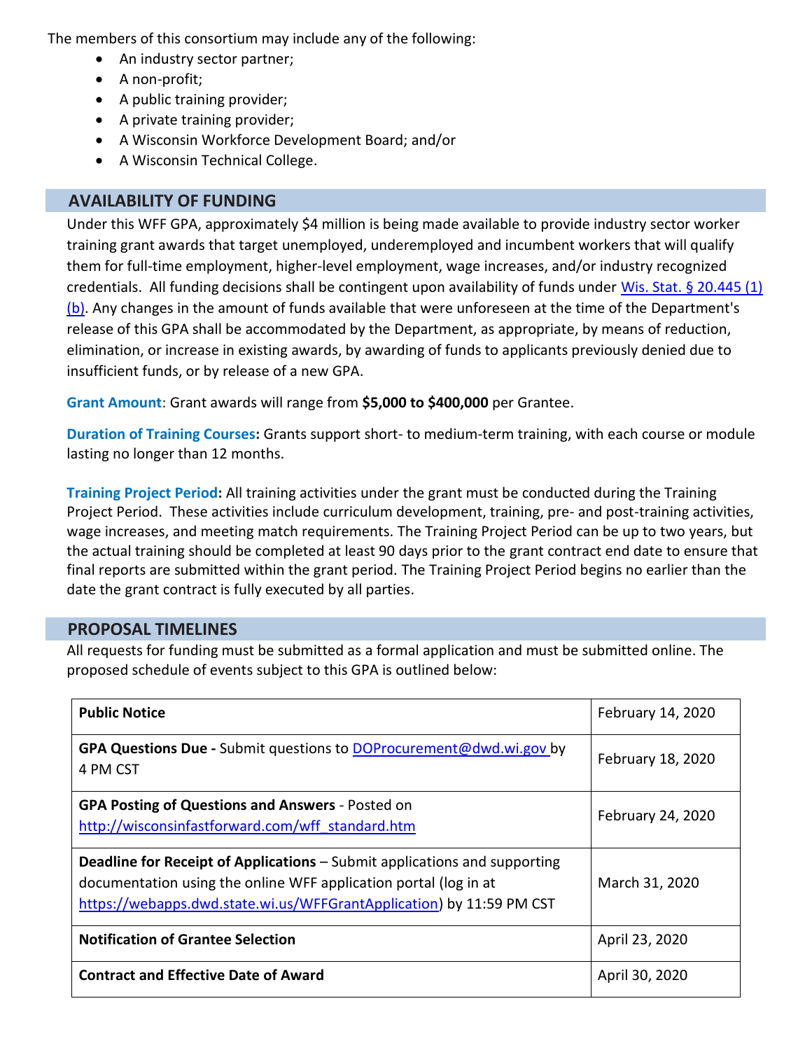The members of this consortium may include any of the following:

- An industry sector partner;
- A non-profit;
- A public training provider;
- A private training provider;
- A Wisconsin Workforce Development Board; and/or
- A Wisconsin Technical College.

## AVAILABILITY OF FUNDING

Under this WFF GPA, approximately $4 million is being made available to provide industry sector worker training grant awards that target unemployed, underemployed and incumbent workers that will qualify them for full-time employment, higher-level employment, wage increases, and/or industry recognized credentials. All funding decisions shall be contingent upon availability of funds under [Wis. Stat. § 20.445 (1)(b)](). Any changes in the amount of funds available that were unforeseen at the time of the Department's release of this GPA shall be accommodated by the Department, as appropriate, by means of reduction, elimination, or increase in existing awards, by awarding of funds to applicants previously denied due to insufficient funds, or by release of a new GPA.

**Grant Amount**: Grant awards will range from **$5,000 to $400,000** per Grantee.

**Duration of Training Courses:** Grants support short- to medium-term training, with each course or module lasting no longer than 12 months.

**Training Project Period:** All training activities under the grant must be conducted during the Training Project Period. These activities include curriculum development, training, pre- and post-training activities, wage increases, and meeting match requirements. The Training Project Period can be up to two years, but the actual training should be completed at least 90 days prior to the grant contract end date to ensure that final reports are submitted within the grant period. The Training Project Period begins no earlier than the date the grant contract is fully executed by all parties.

## PROPOSAL TIMELINES

All requests for funding must be submitted as a formal application and must be submitted online. The proposed schedule of events subject to this GPA is outlined below:

| Event | Date |
|---|---|
| **Public Notice** | February 14, 2020 |
| **GPA Questions Due -** Submit questions to DOProcurement@dwd.wi.gov by 4 PM CST | February 18, 2020 |
| **GPA Posting of Questions and Answers** - Posted on http://wisconsinfastforward.com/wff_standard.htm | February 24, 2020 |
| **Deadline for Receipt of Applications** – Submit applications and supporting documentation using the online WFF application portal (log in at https://webapps.dwd.state.wi.us/WFFGrantApplication) by 11:59 PM CST | March 31, 2020 |
| **Notification of Grantee Selection** | April 23, 2020 |
| **Contract and Effective Date of Award** | April 30, 2020 |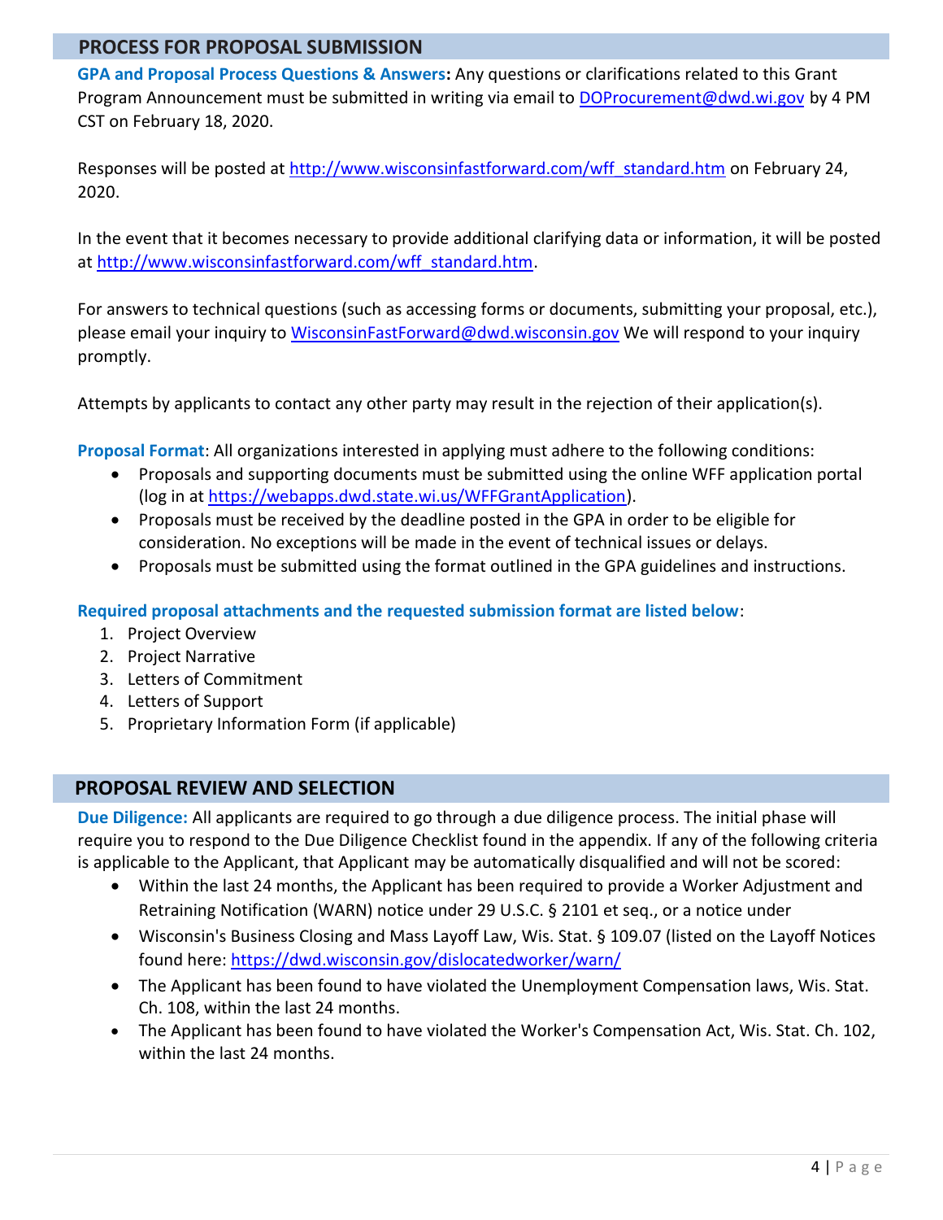## PROCESS FOR PROPOSAL SUBMISSION

**GPA and Proposal Process Questions & Answers:** Any questions or clarifications related to this Grant Program Announcement must be submitted in writing via email to DOProcurement@dwd.wi.gov by 4 PM CST on February 18, 2020.

Responses will be posted at http://www.wisconsinfastforward.com/wff_standard.htm on February 24, 2020.

In the event that it becomes necessary to provide additional clarifying data or information, it will be posted at http://www.wisconsinfastforward.com/wff_standard.htm.

For answers to technical questions (such as accessing forms or documents, submitting your proposal, etc.), please email your inquiry to WisconsinFastForward@dwd.wisconsin.gov We will respond to your inquiry promptly.

Attempts by applicants to contact any other party may result in the rejection of their application(s).

**Proposal Format**: All organizations interested in applying must adhere to the following conditions:

- Proposals and supporting documents must be submitted using the online WFF application portal (log in at https://webapps.dwd.state.wi.us/WFFGrantApplication).
- Proposals must be received by the deadline posted in the GPA in order to be eligible for consideration. No exceptions will be made in the event of technical issues or delays.
- Proposals must be submitted using the format outlined in the GPA guidelines and instructions.

**Required proposal attachments and the requested submission format are listed below**:

1. Project Overview
2. Project Narrative
3. Letters of Commitment
4. Letters of Support
5. Proprietary Information Form (if applicable)

## PROPOSAL REVIEW AND SELECTION

**Due Diligence:** All applicants are required to go through a due diligence process. The initial phase will require you to respond to the Due Diligence Checklist found in the appendix. If any of the following criteria is applicable to the Applicant, that Applicant may be automatically disqualified and will not be scored:

- Within the last 24 months, the Applicant has been required to provide a Worker Adjustment and Retraining Notification (WARN) notice under 29 U.S.C. § 2101 et seq., or a notice under
- Wisconsin's Business Closing and Mass Layoff Law, Wis. Stat. § 109.07 (listed on the Layoff Notices found here: https://dwd.wisconsin.gov/dislocatedworker/warn/
- The Applicant has been found to have violated the Unemployment Compensation laws, Wis. Stat. Ch. 108, within the last 24 months.
- The Applicant has been found to have violated the Worker's Compensation Act, Wis. Stat. Ch. 102, within the last 24 months.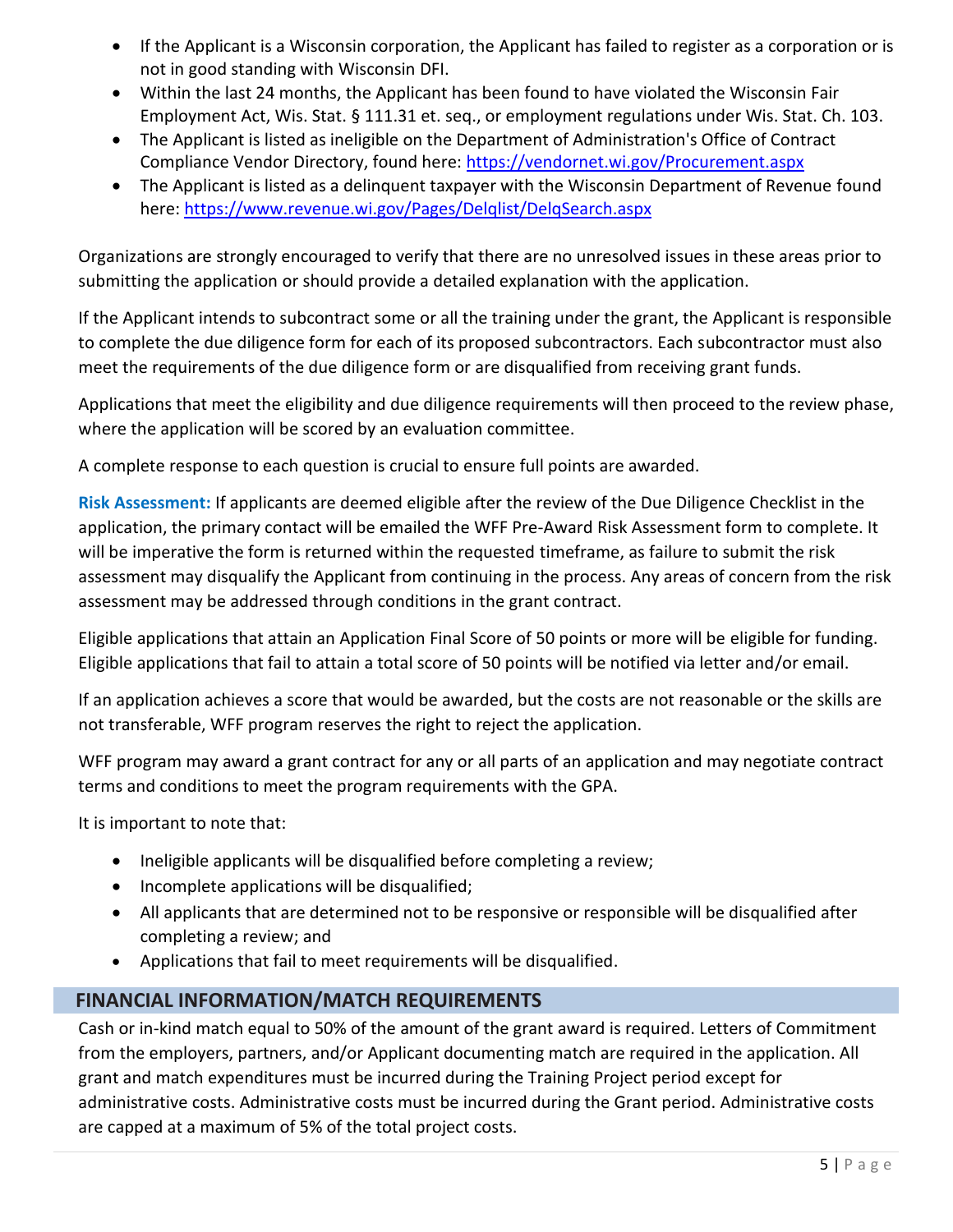- If the Applicant is a Wisconsin corporation, the Applicant has failed to register as a corporation or is not in good standing with Wisconsin DFI.
- Within the last 24 months, the Applicant has been found to have violated the Wisconsin Fair Employment Act, Wis. Stat. § 111.31 et. seq., or employment regulations under Wis. Stat. Ch. 103.
- The Applicant is listed as ineligible on the Department of Administration's Office of Contract Compliance Vendor Directory, found here: https://vendornet.wi.gov/Procurement.aspx
- The Applicant is listed as a delinquent taxpayer with the Wisconsin Department of Revenue found here: https://www.revenue.wi.gov/Pages/Delqlist/DelqSearch.aspx

Organizations are strongly encouraged to verify that there are no unresolved issues in these areas prior to submitting the application or should provide a detailed explanation with the application.

If the Applicant intends to subcontract some or all the training under the grant, the Applicant is responsible to complete the due diligence form for each of its proposed subcontractors. Each subcontractor must also meet the requirements of the due diligence form or are disqualified from receiving grant funds.

Applications that meet the eligibility and due diligence requirements will then proceed to the review phase, where the application will be scored by an evaluation committee.

A complete response to each question is crucial to ensure full points are awarded.

**Risk Assessment:** If applicants are deemed eligible after the review of the Due Diligence Checklist in the application, the primary contact will be emailed the WFF Pre-Award Risk Assessment form to complete. It will be imperative the form is returned within the requested timeframe, as failure to submit the risk assessment may disqualify the Applicant from continuing in the process. Any areas of concern from the risk assessment may be addressed through conditions in the grant contract.

Eligible applications that attain an Application Final Score of 50 points or more will be eligible for funding. Eligible applications that fail to attain a total score of 50 points will be notified via letter and/or email.

If an application achieves a score that would be awarded, but the costs are not reasonable or the skills are not transferable, WFF program reserves the right to reject the application.

WFF program may award a grant contract for any or all parts of an application and may negotiate contract terms and conditions to meet the program requirements with the GPA.

It is important to note that:

- Ineligible applicants will be disqualified before completing a review;
- Incomplete applications will be disqualified;
- All applicants that are determined not to be responsive or responsible will be disqualified after completing a review; and
- Applications that fail to meet requirements will be disqualified.

## FINANCIAL INFORMATION/MATCH REQUIREMENTS

Cash or in-kind match equal to 50% of the amount of the grant award is required. Letters of Commitment from the employers, partners, and/or Applicant documenting match are required in the application. All grant and match expenditures must be incurred during the Training Project period except for administrative costs. Administrative costs must be incurred during the Grant period. Administrative costs are capped at a maximum of 5% of the total project costs.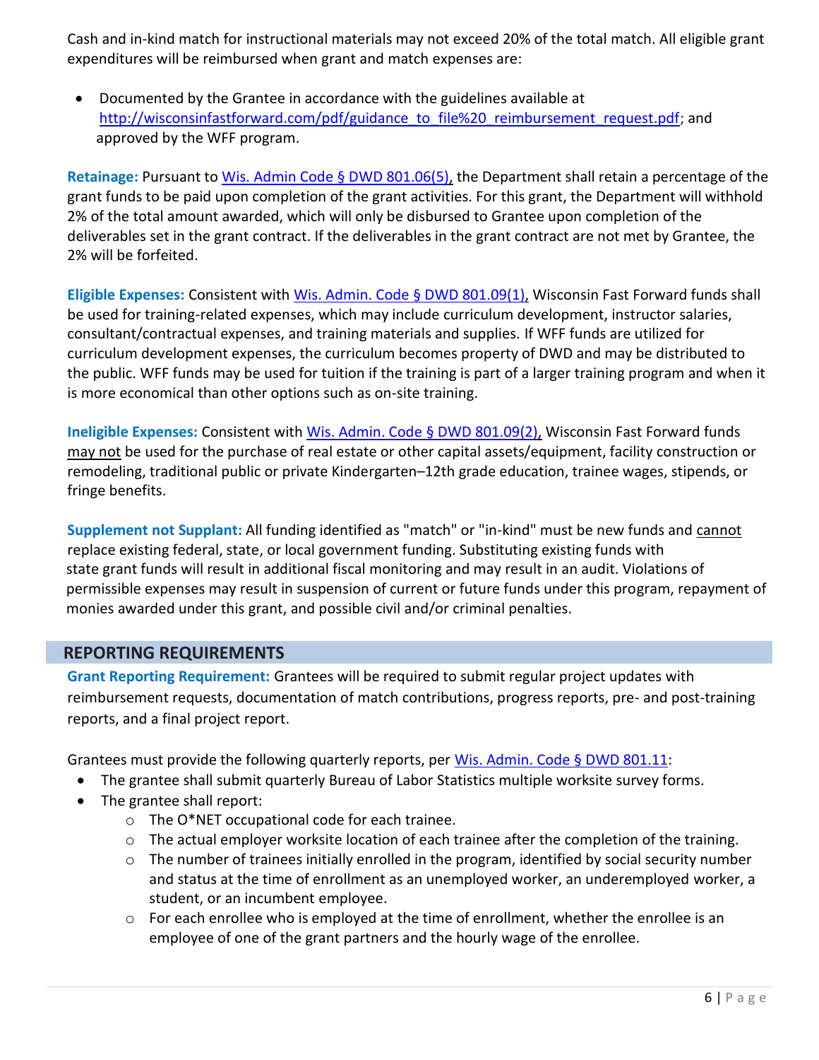Cash and in-kind match for instructional materials may not exceed 20% of the total match. All eligible grant expenditures will be reimbursed when grant and match expenses are:

- Documented by the Grantee in accordance with the guidelines available at [http://wisconsinfastforward.com/pdf/guidance_to_file%20_reimbursement_request.pdf](http://wisconsinfastforward.com/pdf/guidance_to_file%20_reimbursement_request.pdf); and approved by the WFF program.

**Retainage:** Pursuant to [Wis. Admin Code § DWD 801.06(5)](#), the Department shall retain a percentage of the grant funds to be paid upon completion of the grant activities. For this grant, the Department will withhold 2% of the total amount awarded, which will only be disbursed to Grantee upon completion of the deliverables set in the grant contract. If the deliverables in the grant contract are not met by Grantee, the 2% will be forfeited.

**Eligible Expenses:** Consistent with [Wis. Admin. Code § DWD 801.09(1)](#), Wisconsin Fast Forward funds shall be used for training-related expenses, which may include curriculum development, instructor salaries, consultant/contractual expenses, and training materials and supplies. If WFF funds are utilized for curriculum development expenses, the curriculum becomes property of DWD and may be distributed to the public. WFF funds may be used for tuition if the training is part of a larger training program and when it is more economical than other options such as on-site training.

**Ineligible Expenses:** Consistent with [Wis. Admin. Code § DWD 801.09(2)](#), Wisconsin Fast Forward funds may not be used for the purchase of real estate or other capital assets/equipment, facility construction or remodeling, traditional public or private Kindergarten–12th grade education, trainee wages, stipends, or fringe benefits.

**Supplement not Supplant:** All funding identified as "match" or "in-kind" must be new funds and cannot replace existing federal, state, or local government funding. Substituting existing funds with state grant funds will result in additional fiscal monitoring and may result in an audit. Violations of permissible expenses may result in suspension of current or future funds under this program, repayment of monies awarded under this grant, and possible civil and/or criminal penalties.

## REPORTING REQUIREMENTS

**Grant Reporting Requirement:** Grantees will be required to submit regular project updates with reimbursement requests, documentation of match contributions, progress reports, pre- and post-training reports, and a final project report.

Grantees must provide the following quarterly reports, per [Wis. Admin. Code § DWD 801.11](#):

- The grantee shall submit quarterly Bureau of Labor Statistics multiple worksite survey forms.
- The grantee shall report:
  - The O*NET occupational code for each trainee.
  - The actual employer worksite location of each trainee after the completion of the training.
  - The number of trainees initially enrolled in the program, identified by social security number and status at the time of enrollment as an unemployed worker, an underemployed worker, a student, or an incumbent employee.
  - For each enrollee who is employed at the time of enrollment, whether the enrollee is an employee of one of the grant partners and the hourly wage of the enrollee.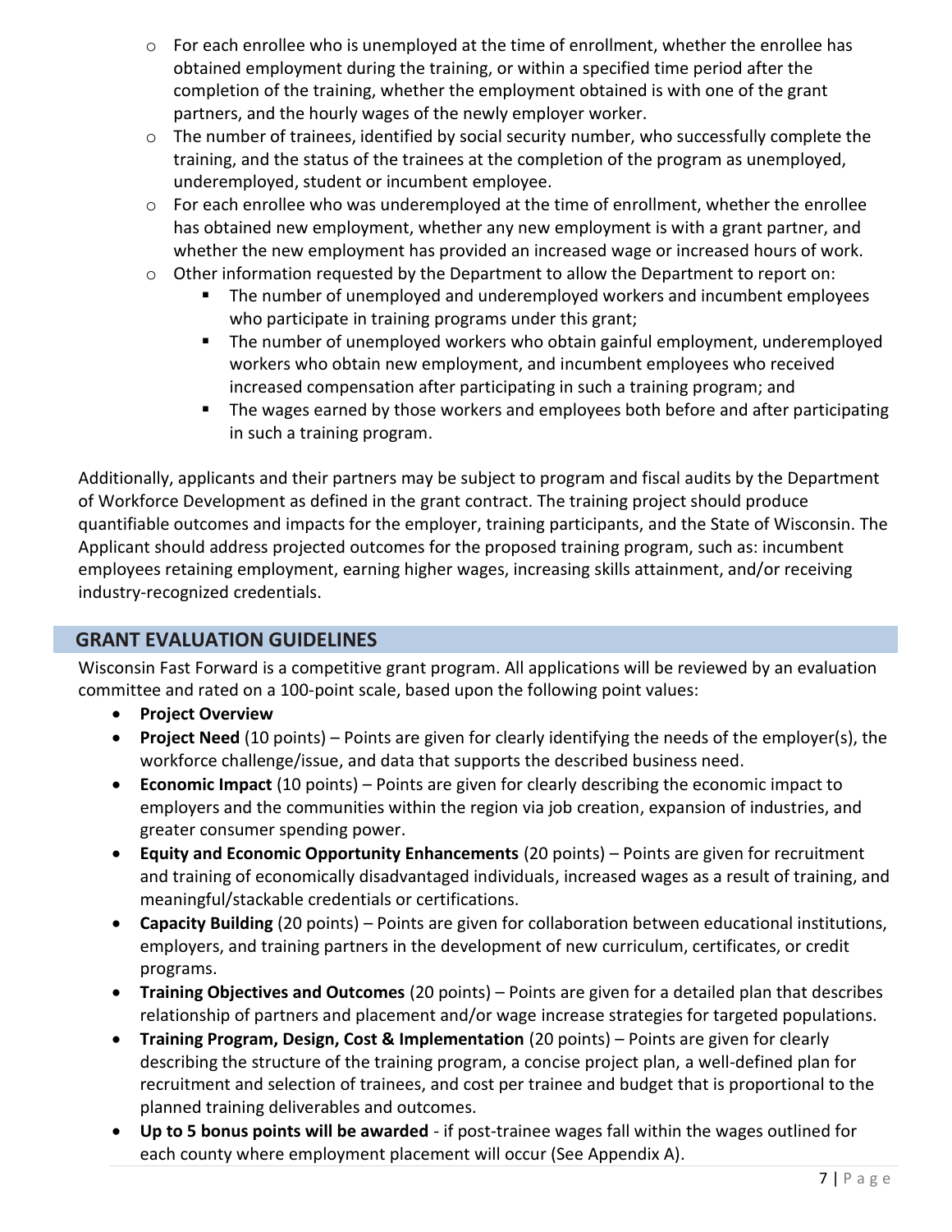- For each enrollee who is unemployed at the time of enrollment, whether the enrollee has obtained employment during the training, or within a specified time period after the completion of the training, whether the employment obtained is with one of the grant partners, and the hourly wages of the newly employer worker.
- The number of trainees, identified by social security number, who successfully complete the training, and the status of the trainees at the completion of the program as unemployed, underemployed, student or incumbent employee.
- For each enrollee who was underemployed at the time of enrollment, whether the enrollee has obtained new employment, whether any new employment is with a grant partner, and whether the new employment has provided an increased wage or increased hours of work.
- Other information requested by the Department to allow the Department to report on:
  - The number of unemployed and underemployed workers and incumbent employees who participate in training programs under this grant;
  - The number of unemployed workers who obtain gainful employment, underemployed workers who obtain new employment, and incumbent employees who received increased compensation after participating in such a training program; and
  - The wages earned by those workers and employees both before and after participating in such a training program.

Additionally, applicants and their partners may be subject to program and fiscal audits by the Department of Workforce Development as defined in the grant contract. The training project should produce quantifiable outcomes and impacts for the employer, training participants, and the State of Wisconsin. The Applicant should address projected outcomes for the proposed training program, such as: incumbent employees retaining employment, earning higher wages, increasing skills attainment, and/or receiving industry-recognized credentials.

## GRANT EVALUATION GUIDELINES

Wisconsin Fast Forward is a competitive grant program. All applications will be reviewed by an evaluation committee and rated on a 100-point scale, based upon the following point values:

- **Project Overview**
- **Project Need** (10 points) – Points are given for clearly identifying the needs of the employer(s), the workforce challenge/issue, and data that supports the described business need.
- **Economic Impact** (10 points) – Points are given for clearly describing the economic impact to employers and the communities within the region via job creation, expansion of industries, and greater consumer spending power.
- **Equity and Economic Opportunity Enhancements** (20 points) – Points are given for recruitment and training of economically disadvantaged individuals, increased wages as a result of training, and meaningful/stackable credentials or certifications.
- **Capacity Building** (20 points) – Points are given for collaboration between educational institutions, employers, and training partners in the development of new curriculum, certificates, or credit programs.
- **Training Objectives and Outcomes** (20 points) – Points are given for a detailed plan that describes relationship of partners and placement and/or wage increase strategies for targeted populations.
- **Training Program, Design, Cost & Implementation** (20 points) – Points are given for clearly describing the structure of the training program, a concise project plan, a well-defined plan for recruitment and selection of trainees, and cost per trainee and budget that is proportional to the planned training deliverables and outcomes.
- **Up to 5 bonus points will be awarded** - if post-trainee wages fall within the wages outlined for each county where employment placement will occur (See Appendix A).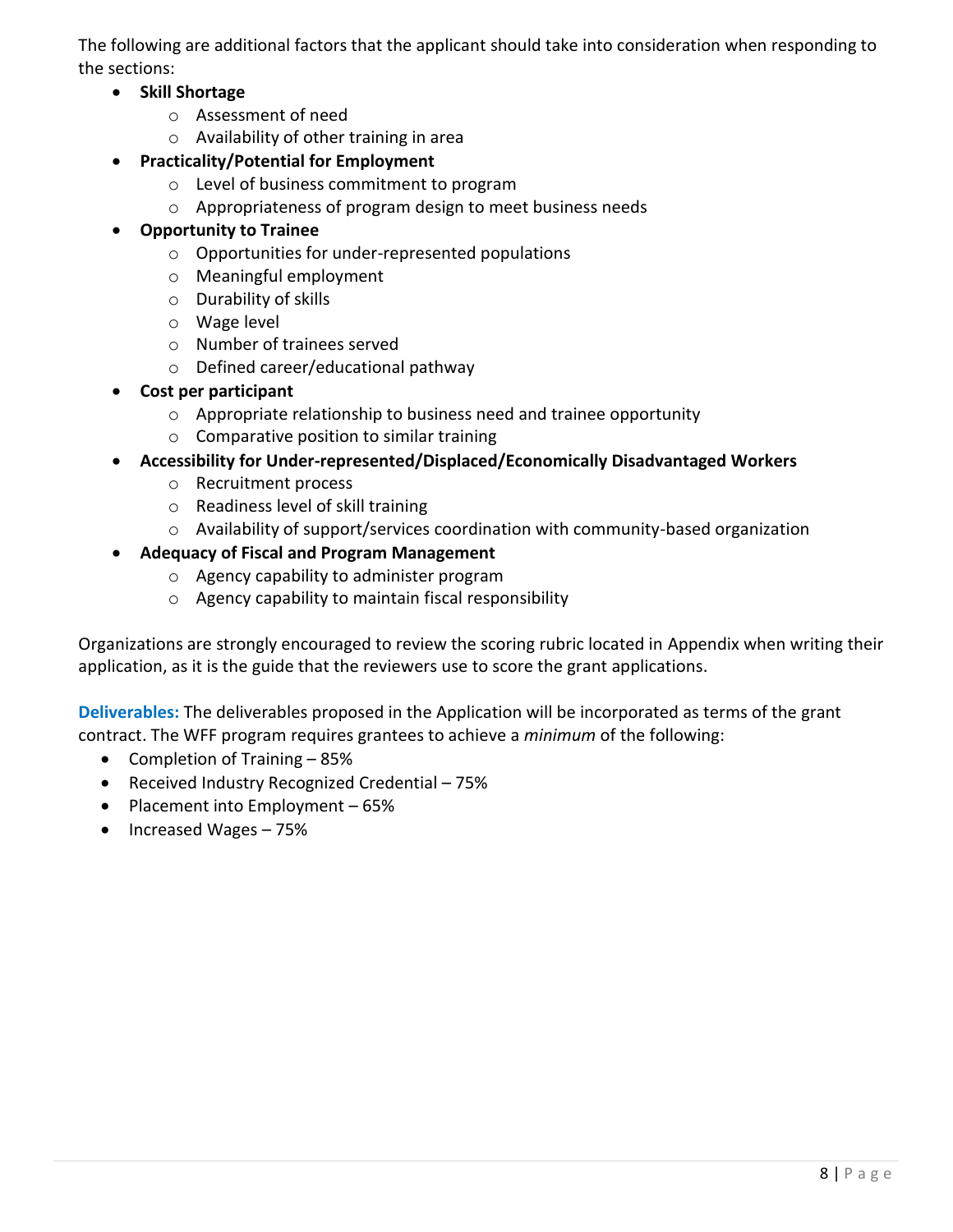The following are additional factors that the applicant should take into consideration when responding to the sections:

- **Skill Shortage**
  - Assessment of need
  - Availability of other training in area
- **Practicality/Potential for Employment**
  - Level of business commitment to program
  - Appropriateness of program design to meet business needs
- **Opportunity to Trainee**
  - Opportunities for under-represented populations
  - Meaningful employment
  - Durability of skills
  - Wage level
  - Number of trainees served
  - Defined career/educational pathway
- **Cost per participant**
  - Appropriate relationship to business need and trainee opportunity
  - Comparative position to similar training
- **Accessibility for Under-represented/Displaced/Economically Disadvantaged Workers**
  - Recruitment process
  - Readiness level of skill training
  - Availability of support/services coordination with community-based organization
- **Adequacy of Fiscal and Program Management**
  - Agency capability to administer program
  - Agency capability to maintain fiscal responsibility

Organizations are strongly encouraged to review the scoring rubric located in Appendix when writing their application, as it is the guide that the reviewers use to score the grant applications.

**Deliverables:** The deliverables proposed in the Application will be incorporated as terms of the grant contract. The WFF program requires grantees to achieve a *minimum* of the following:

- Completion of Training – 85%
- Received Industry Recognized Credential – 75%
- Placement into Employment – 65%
- Increased Wages – 75%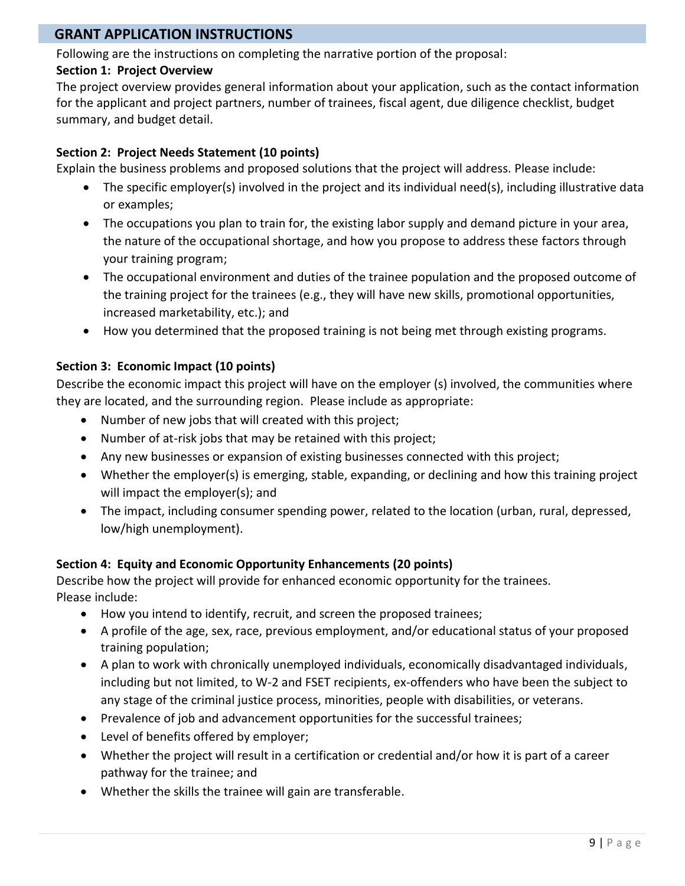## GRANT APPLICATION INSTRUCTIONS

Following are the instructions on completing the narrative portion of the proposal:

**Section 1: Project Overview**

The project overview provides general information about your application, such as the contact information for the applicant and project partners, number of trainees, fiscal agent, due diligence checklist, budget summary, and budget detail.

**Section 2: Project Needs Statement (10 points)**

Explain the business problems and proposed solutions that the project will address. Please include:

- The specific employer(s) involved in the project and its individual need(s), including illustrative data or examples;
- The occupations you plan to train for, the existing labor supply and demand picture in your area, the nature of the occupational shortage, and how you propose to address these factors through your training program;
- The occupational environment and duties of the trainee population and the proposed outcome of the training project for the trainees (e.g., they will have new skills, promotional opportunities, increased marketability, etc.); and
- How you determined that the proposed training is not being met through existing programs.

**Section 3: Economic Impact (10 points)**

Describe the economic impact this project will have on the employer (s) involved, the communities where they are located, and the surrounding region. Please include as appropriate:

- Number of new jobs that will created with this project;
- Number of at-risk jobs that may be retained with this project;
- Any new businesses or expansion of existing businesses connected with this project;
- Whether the employer(s) is emerging, stable, expanding, or declining and how this training project will impact the employer(s); and
- The impact, including consumer spending power, related to the location (urban, rural, depressed, low/high unemployment).

**Section 4: Equity and Economic Opportunity Enhancements (20 points)**

Describe how the project will provide for enhanced economic opportunity for the trainees.
Please include:

- How you intend to identify, recruit, and screen the proposed trainees;
- A profile of the age, sex, race, previous employment, and/or educational status of your proposed training population;
- A plan to work with chronically unemployed individuals, economically disadvantaged individuals, including but not limited, to W-2 and FSET recipients, ex-offenders who have been the subject to any stage of the criminal justice process, minorities, people with disabilities, or veterans.
- Prevalence of job and advancement opportunities for the successful trainees;
- Level of benefits offered by employer;
- Whether the project will result in a certification or credential and/or how it is part of a career pathway for the trainee; and
- Whether the skills the trainee will gain are transferable.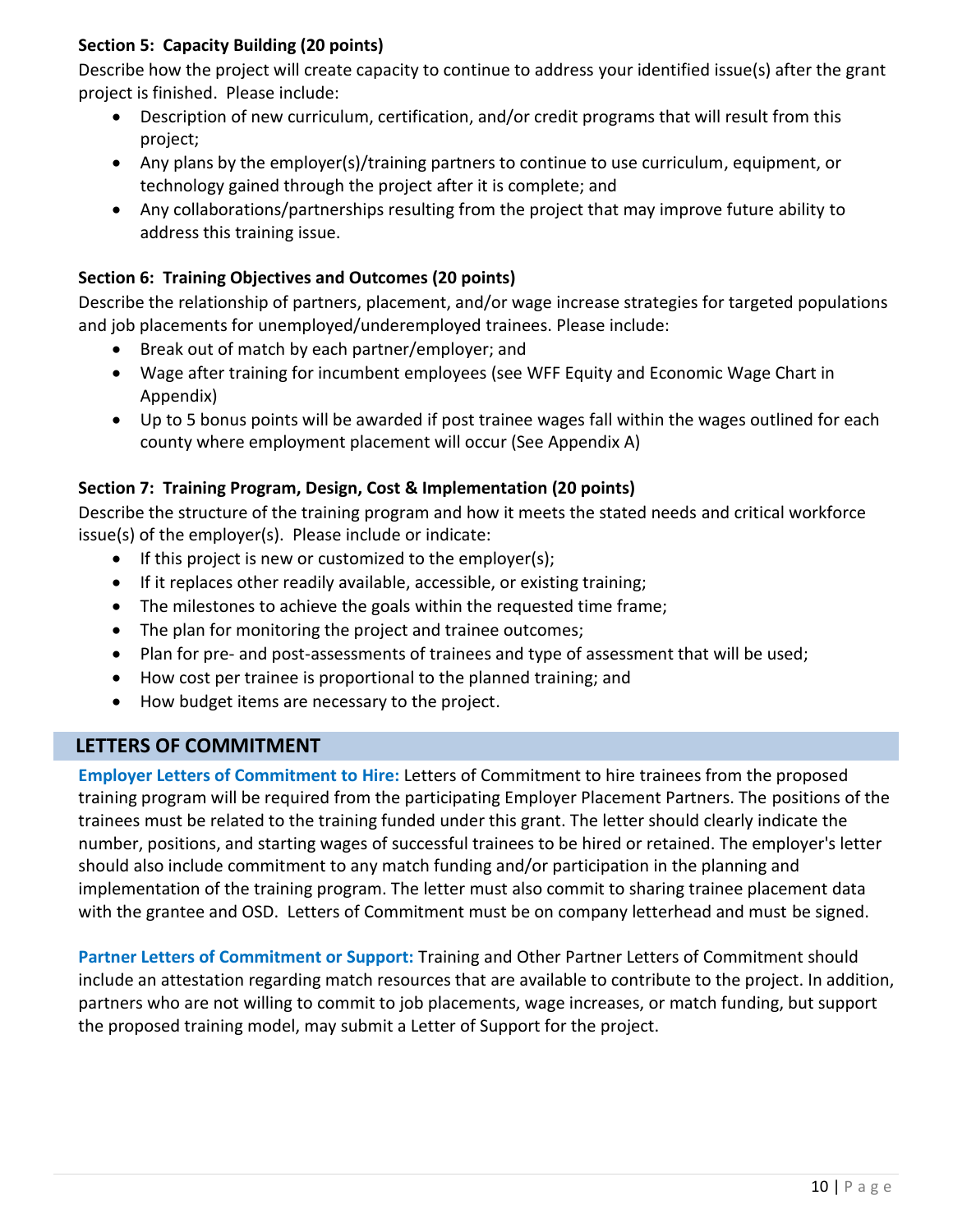**Section 5: Capacity Building (20 points)**

Describe how the project will create capacity to continue to address your identified issue(s) after the grant project is finished. Please include:

- Description of new curriculum, certification, and/or credit programs that will result from this project;
- Any plans by the employer(s)/training partners to continue to use curriculum, equipment, or technology gained through the project after it is complete; and
- Any collaborations/partnerships resulting from the project that may improve future ability to address this training issue.

**Section 6: Training Objectives and Outcomes (20 points)**

Describe the relationship of partners, placement, and/or wage increase strategies for targeted populations and job placements for unemployed/underemployed trainees. Please include:

- Break out of match by each partner/employer; and
- Wage after training for incumbent employees (see WFF Equity and Economic Wage Chart in Appendix)
- Up to 5 bonus points will be awarded if post trainee wages fall within the wages outlined for each county where employment placement will occur (See Appendix A)

**Section 7: Training Program, Design, Cost & Implementation (20 points)**

Describe the structure of the training program and how it meets the stated needs and critical workforce issue(s) of the employer(s). Please include or indicate:

- If this project is new or customized to the employer(s);
- If it replaces other readily available, accessible, or existing training;
- The milestones to achieve the goals within the requested time frame;
- The plan for monitoring the project and trainee outcomes;
- Plan for pre- and post-assessments of trainees and type of assessment that will be used;
- How cost per trainee is proportional to the planned training; and
- How budget items are necessary to the project.

## LETTERS OF COMMITMENT

**Employer Letters of Commitment to Hire:** Letters of Commitment to hire trainees from the proposed training program will be required from the participating Employer Placement Partners. The positions of the trainees must be related to the training funded under this grant. The letter should clearly indicate the number, positions, and starting wages of successful trainees to be hired or retained. The employer's letter should also include commitment to any match funding and/or participation in the planning and implementation of the training program. The letter must also commit to sharing trainee placement data with the grantee and OSD. Letters of Commitment must be on company letterhead and must be signed.

**Partner Letters of Commitment or Support:** Training and Other Partner Letters of Commitment should include an attestation regarding match resources that are available to contribute to the project. In addition, partners who are not willing to commit to job placements, wage increases, or match funding, but support the proposed training model, may submit a Letter of Support for the project.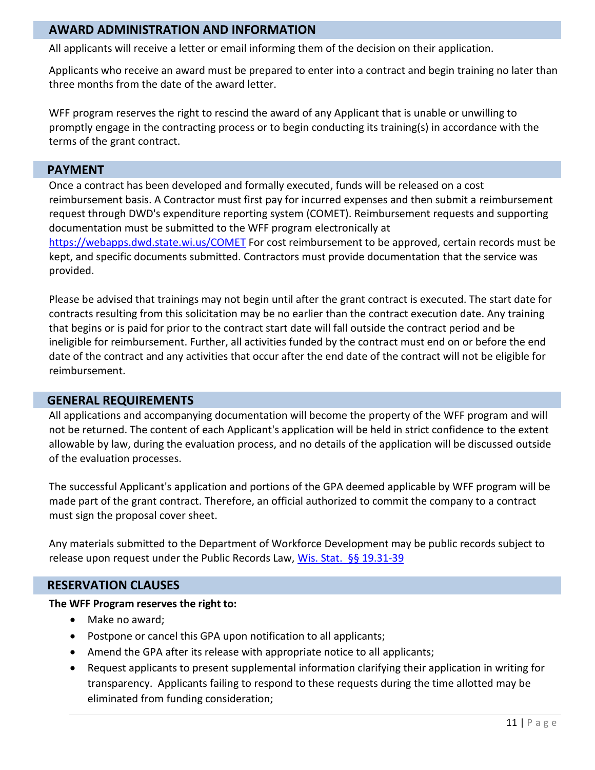## AWARD ADMINISTRATION AND INFORMATION

All applicants will receive a letter or email informing them of the decision on their application.

Applicants who receive an award must be prepared to enter into a contract and begin training no later than three months from the date of the award letter.

WFF program reserves the right to rescind the award of any Applicant that is unable or unwilling to promptly engage in the contracting process or to begin conducting its training(s) in accordance with the terms of the grant contract.

## PAYMENT

Once a contract has been developed and formally executed, funds will be released on a cost reimbursement basis. A Contractor must first pay for incurred expenses and then submit a reimbursement request through DWD's expenditure reporting system (COMET). Reimbursement requests and supporting documentation must be submitted to the WFF program electronically at [https://webapps.dwd.state.wi.us/COMET](https://webapps.dwd.state.wi.us/COMET) For cost reimbursement to be approved, certain records must be kept, and specific documents submitted. Contractors must provide documentation that the service was provided.

Please be advised that trainings may not begin until after the grant contract is executed. The start date for contracts resulting from this solicitation may be no earlier than the contract execution date. Any training that begins or is paid for prior to the contract start date will fall outside the contract period and be ineligible for reimbursement. Further, all activities funded by the contract must end on or before the end date of the contract and any activities that occur after the end date of the contract will not be eligible for reimbursement.

## GENERAL REQUIREMENTS

All applications and accompanying documentation will become the property of the WFF program and will not be returned. The content of each Applicant's application will be held in strict confidence to the extent allowable by law, during the evaluation process, and no details of the application will be discussed outside of the evaluation processes.

The successful Applicant's application and portions of the GPA deemed applicable by WFF program will be made part of the grant contract. Therefore, an official authorized to commit the company to a contract must sign the proposal cover sheet.

Any materials submitted to the Department of Workforce Development may be public records subject to release upon request under the Public Records Law, Wis. Stat. §§ 19.31-39

## RESERVATION CLAUSES

**The WFF Program reserves the right to:**

- Make no award;
- Postpone or cancel this GPA upon notification to all applicants;
- Amend the GPA after its release with appropriate notice to all applicants;
- Request applicants to present supplemental information clarifying their application in writing for transparency. Applicants failing to respond to these requests during the time allotted may be eliminated from funding consideration;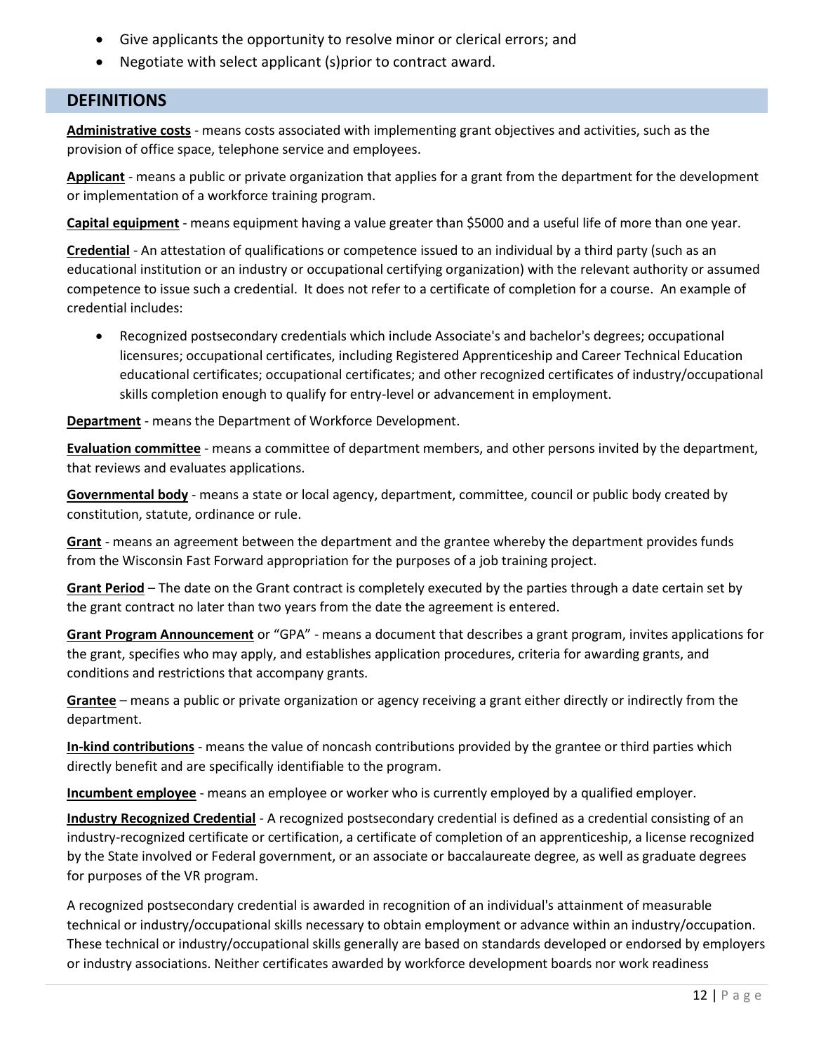- Give applicants the opportunity to resolve minor or clerical errors; and
- Negotiate with select applicant (s)prior to contract award.

## DEFINITIONS

**Administrative costs** - means costs associated with implementing grant objectives and activities, such as the provision of office space, telephone service and employees.

**Applicant** - means a public or private organization that applies for a grant from the department for the development or implementation of a workforce training program.

**Capital equipment** - means equipment having a value greater than $5000 and a useful life of more than one year.

**Credential** - An attestation of qualifications or competence issued to an individual by a third party (such as an educational institution or an industry or occupational certifying organization) with the relevant authority or assumed competence to issue such a credential. It does not refer to a certificate of completion for a course. An example of credential includes:

- Recognized postsecondary credentials which include Associate's and bachelor's degrees; occupational licensures; occupational certificates, including Registered Apprenticeship and Career Technical Education educational certificates; occupational certificates; and other recognized certificates of industry/occupational skills completion enough to qualify for entry-level or advancement in employment.

**Department** - means the Department of Workforce Development.

**Evaluation committee** - means a committee of department members, and other persons invited by the department, that reviews and evaluates applications.

**Governmental body** - means a state or local agency, department, committee, council or public body created by constitution, statute, ordinance or rule.

**Grant** - means an agreement between the department and the grantee whereby the department provides funds from the Wisconsin Fast Forward appropriation for the purposes of a job training project.

**Grant Period** – The date on the Grant contract is completely executed by the parties through a date certain set by the grant contract no later than two years from the date the agreement is entered.

**Grant Program Announcement** or "GPA" - means a document that describes a grant program, invites applications for the grant, specifies who may apply, and establishes application procedures, criteria for awarding grants, and conditions and restrictions that accompany grants.

**Grantee** – means a public or private organization or agency receiving a grant either directly or indirectly from the department.

**In-kind contributions** - means the value of noncash contributions provided by the grantee or third parties which directly benefit and are specifically identifiable to the program.

**Incumbent employee** - means an employee or worker who is currently employed by a qualified employer.

**Industry Recognized Credential** - A recognized postsecondary credential is defined as a credential consisting of an industry-recognized certificate or certification, a certificate of completion of an apprenticeship, a license recognized by the State involved or Federal government, or an associate or baccalaureate degree, as well as graduate degrees for purposes of the VR program.

A recognized postsecondary credential is awarded in recognition of an individual's attainment of measurable technical or industry/occupational skills necessary to obtain employment or advance within an industry/occupation. These technical or industry/occupational skills generally are based on standards developed or endorsed by employers or industry associations. Neither certificates awarded by workforce development boards nor work readiness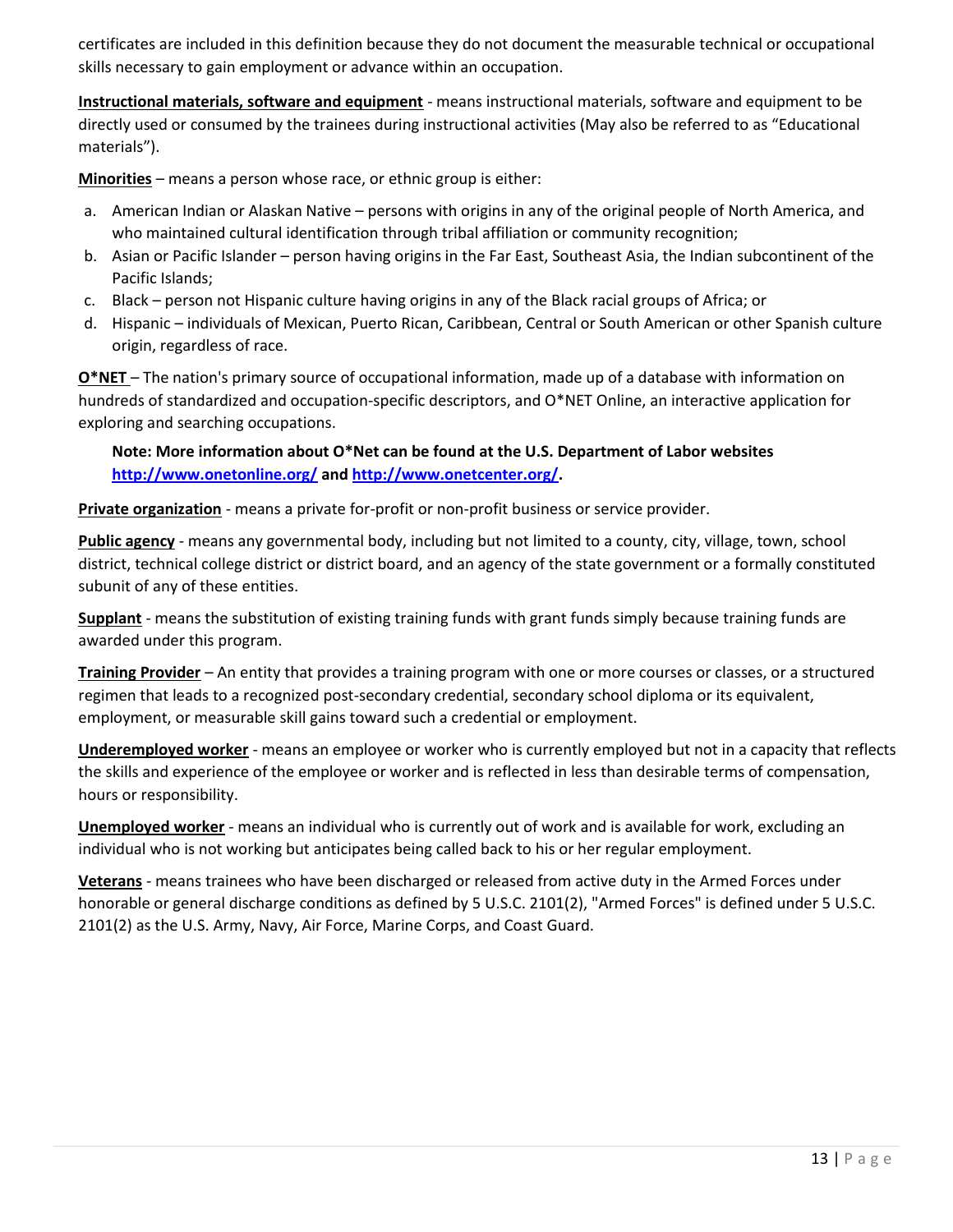certificates are included in this definition because they do not document the measurable technical or occupational skills necessary to gain employment or advance within an occupation.

**Instructional materials, software and equipment** - means instructional materials, software and equipment to be directly used or consumed by the trainees during instructional activities (May also be referred to as "Educational materials").

**Minorities** – means a person whose race, or ethnic group is either:

a. American Indian or Alaskan Native – persons with origins in any of the original people of North America, and who maintained cultural identification through tribal affiliation or community recognition;
b. Asian or Pacific Islander – person having origins in the Far East, Southeast Asia, the Indian subcontinent of the Pacific Islands;
c. Black – person not Hispanic culture having origins in any of the Black racial groups of Africa; or
d. Hispanic – individuals of Mexican, Puerto Rican, Caribbean, Central or South American or other Spanish culture origin, regardless of race.

**O*NET** – The nation's primary source of occupational information, made up of a database with information on hundreds of standardized and occupation-specific descriptors, and O*NET Online, an interactive application for exploring and searching occupations.

> **Note: More information about O*Net can be found at the U.S. Department of Labor websites [http://www.onetonline.org/](http://www.onetonline.org/) and [http://www.onetcenter.org/](http://www.onetcenter.org/).**

**Private organization** - means a private for-profit or non-profit business or service provider.

**Public agency** - means any governmental body, including but not limited to a county, city, village, town, school district, technical college district or district board, and an agency of the state government or a formally constituted subunit of any of these entities.

**Supplant** - means the substitution of existing training funds with grant funds simply because training funds are awarded under this program.

**Training Provider** – An entity that provides a training program with one or more courses or classes, or a structured regimen that leads to a recognized post-secondary credential, secondary school diploma or its equivalent, employment, or measurable skill gains toward such a credential or employment.

**Underemployed worker** - means an employee or worker who is currently employed but not in a capacity that reflects the skills and experience of the employee or worker and is reflected in less than desirable terms of compensation, hours or responsibility.

**Unemployed worker** - means an individual who is currently out of work and is available for work, excluding an individual who is not working but anticipates being called back to his or her regular employment.

**Veterans** - means trainees who have been discharged or released from active duty in the Armed Forces under honorable or general discharge conditions as defined by 5 U.S.C. 2101(2), "Armed Forces" is defined under 5 U.S.C. 2101(2) as the U.S. Army, Navy, Air Force, Marine Corps, and Coast Guard.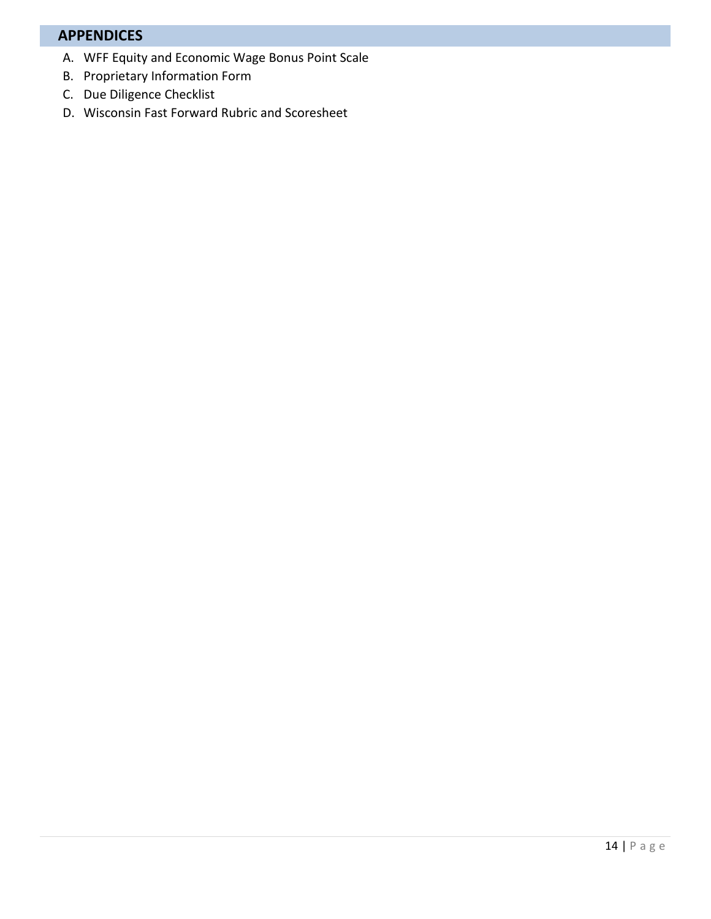## APPENDICES

A. WFF Equity and Economic Wage Bonus Point Scale
B. Proprietary Information Form
C. Due Diligence Checklist
D. Wisconsin Fast Forward Rubric and Scoresheet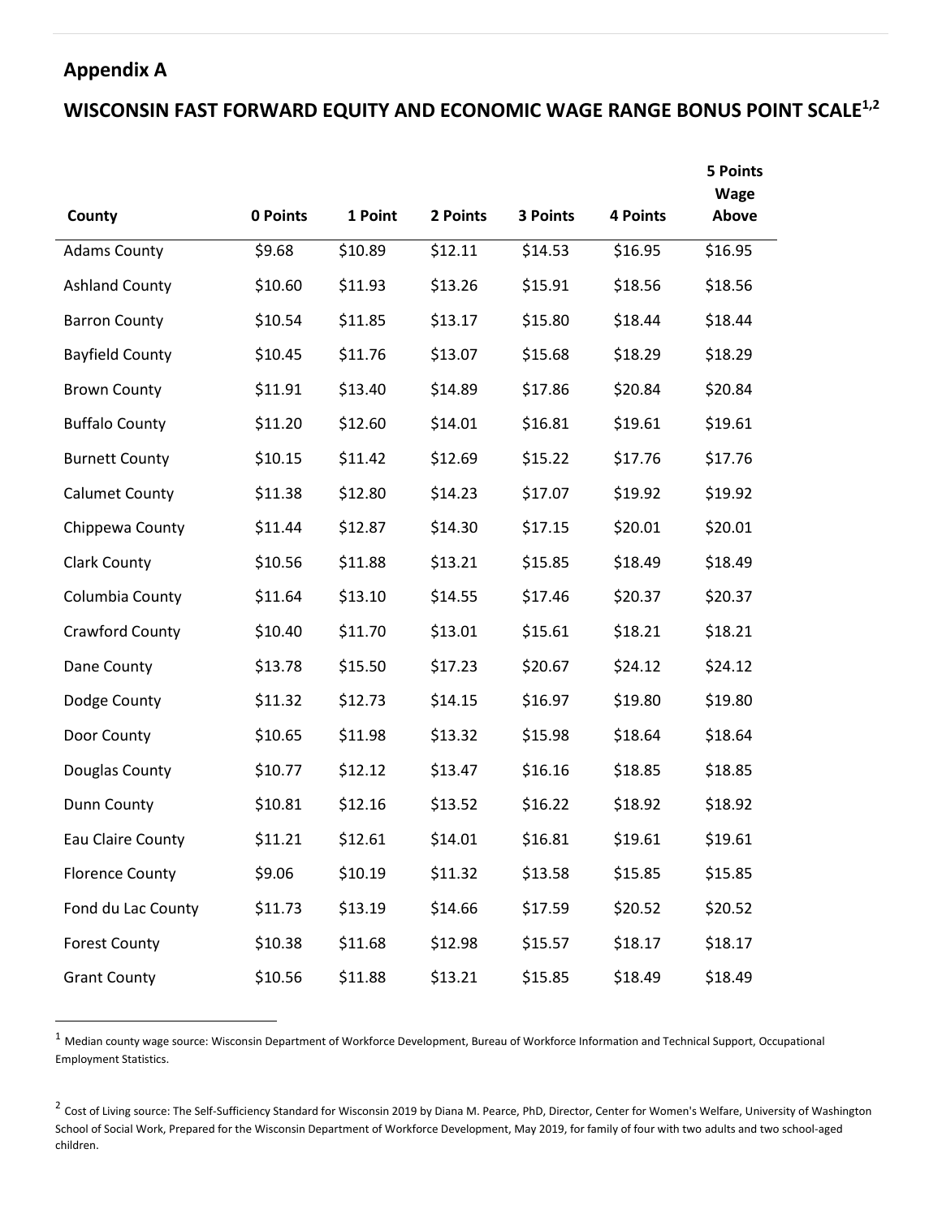## Appendix A

## WISCONSIN FAST FORWARD EQUITY AND ECONOMIC WAGE RANGE BONUS POINT SCALE[1,2]

| County | 0 Points | 1 Point | 2 Points | 3 Points | 4 Points | 5 Points Wage Above |
|---|---|---|---|---|---|---|
| Adams County | $9.68 | $10.89 | $12.11 | $14.53 | $16.95 | $16.95 |
| Ashland County | $10.60 | $11.93 | $13.26 | $15.91 | $18.56 | $18.56 |
| Barron County | $10.54 | $11.85 | $13.17 | $15.80 | $18.44 | $18.44 |
| Bayfield County | $10.45 | $11.76 | $13.07 | $15.68 | $18.29 | $18.29 |
| Brown County | $11.91 | $13.40 | $14.89 | $17.86 | $20.84 | $20.84 |
| Buffalo County | $11.20 | $12.60 | $14.01 | $16.81 | $19.61 | $19.61 |
| Burnett County | $10.15 | $11.42 | $12.69 | $15.22 | $17.76 | $17.76 |
| Calumet County | $11.38 | $12.80 | $14.23 | $17.07 | $19.92 | $19.92 |
| Chippewa County | $11.44 | $12.87 | $14.30 | $17.15 | $20.01 | $20.01 |
| Clark County | $10.56 | $11.88 | $13.21 | $15.85 | $18.49 | $18.49 |
| Columbia County | $11.64 | $13.10 | $14.55 | $17.46 | $20.37 | $20.37 |
| Crawford County | $10.40 | $11.70 | $13.01 | $15.61 | $18.21 | $18.21 |
| Dane County | $13.78 | $15.50 | $17.23 | $20.67 | $24.12 | $24.12 |
| Dodge County | $11.32 | $12.73 | $14.15 | $16.97 | $19.80 | $19.80 |
| Door County | $10.65 | $11.98 | $13.32 | $15.98 | $18.64 | $18.64 |
| Douglas County | $10.77 | $12.12 | $13.47 | $16.16 | $18.85 | $18.85 |
| Dunn County | $10.81 | $12.16 | $13.52 | $16.22 | $18.92 | $18.92 |
| Eau Claire County | $11.21 | $12.61 | $14.01 | $16.81 | $19.61 | $19.61 |
| Florence County | $9.06 | $10.19 | $11.32 | $13.58 | $15.85 | $15.85 |
| Fond du Lac County | $11.73 | $13.19 | $14.66 | $17.59 | $20.52 | $20.52 |
| Forest County | $10.38 | $11.68 | $12.98 | $15.57 | $18.17 | $18.17 |
| Grant County | $10.56 | $11.88 | $13.21 | $15.85 | $18.49 | $18.49 |

[1] Median county wage source: Wisconsin Department of Workforce Development, Bureau of Workforce Information and Technical Support, Occupational Employment Statistics.

[2] Cost of Living source: The Self-Sufficiency Standard for Wisconsin 2019 by Diana M. Pearce, PhD, Director, Center for Women's Welfare, University of Washington School of Social Work, Prepared for the Wisconsin Department of Workforce Development, May 2019, for family of four with two adults and two school-aged children.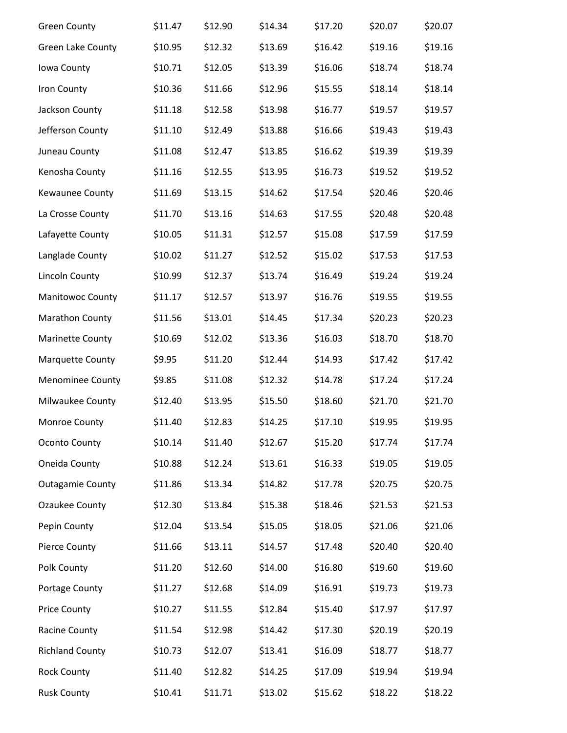| | | | | | | |
|---|---|---|---|---|---|---|
| Green County | $11.47 | $12.90 | $14.34 | $17.20 | $20.07 | $20.07 |
| Green Lake County | $10.95 | $12.32 | $13.69 | $16.42 | $19.16 | $19.16 |
| Iowa County | $10.71 | $12.05 | $13.39 | $16.06 | $18.74 | $18.74 |
| Iron County | $10.36 | $11.66 | $12.96 | $15.55 | $18.14 | $18.14 |
| Jackson County | $11.18 | $12.58 | $13.98 | $16.77 | $19.57 | $19.57 |
| Jefferson County | $11.10 | $12.49 | $13.88 | $16.66 | $19.43 | $19.43 |
| Juneau County | $11.08 | $12.47 | $13.85 | $16.62 | $19.39 | $19.39 |
| Kenosha County | $11.16 | $12.55 | $13.95 | $16.73 | $19.52 | $19.52 |
| Kewaunee County | $11.69 | $13.15 | $14.62 | $17.54 | $20.46 | $20.46 |
| La Crosse County | $11.70 | $13.16 | $14.63 | $17.55 | $20.48 | $20.48 |
| Lafayette County | $10.05 | $11.31 | $12.57 | $15.08 | $17.59 | $17.59 |
| Langlade County | $10.02 | $11.27 | $12.52 | $15.02 | $17.53 | $17.53 |
| Lincoln County | $10.99 | $12.37 | $13.74 | $16.49 | $19.24 | $19.24 |
| Manitowoc County | $11.17 | $12.57 | $13.97 | $16.76 | $19.55 | $19.55 |
| Marathon County | $11.56 | $13.01 | $14.45 | $17.34 | $20.23 | $20.23 |
| Marinette County | $10.69 | $12.02 | $13.36 | $16.03 | $18.70 | $18.70 |
| Marquette County | $9.95 | $11.20 | $12.44 | $14.93 | $17.42 | $17.42 |
| Menominee County | $9.85 | $11.08 | $12.32 | $14.78 | $17.24 | $17.24 |
| Milwaukee County | $12.40 | $13.95 | $15.50 | $18.60 | $21.70 | $21.70 |
| Monroe County | $11.40 | $12.83 | $14.25 | $17.10 | $19.95 | $19.95 |
| Oconto County | $10.14 | $11.40 | $12.67 | $15.20 | $17.74 | $17.74 |
| Oneida County | $10.88 | $12.24 | $13.61 | $16.33 | $19.05 | $19.05 |
| Outagamie County | $11.86 | $13.34 | $14.82 | $17.78 | $20.75 | $20.75 |
| Ozaukee County | $12.30 | $13.84 | $15.38 | $18.46 | $21.53 | $21.53 |
| Pepin County | $12.04 | $13.54 | $15.05 | $18.05 | $21.06 | $21.06 |
| Pierce County | $11.66 | $13.11 | $14.57 | $17.48 | $20.40 | $20.40 |
| Polk County | $11.20 | $12.60 | $14.00 | $16.80 | $19.60 | $19.60 |
| Portage County | $11.27 | $12.68 | $14.09 | $16.91 | $19.73 | $19.73 |
| Price County | $10.27 | $11.55 | $12.84 | $15.40 | $17.97 | $17.97 |
| Racine County | $11.54 | $12.98 | $14.42 | $17.30 | $20.19 | $20.19 |
| Richland County | $10.73 | $12.07 | $13.41 | $16.09 | $18.77 | $18.77 |
| Rock County | $11.40 | $12.82 | $14.25 | $17.09 | $19.94 | $19.94 |
| Rusk County | $10.41 | $11.71 | $13.02 | $15.62 | $18.22 | $18.22 |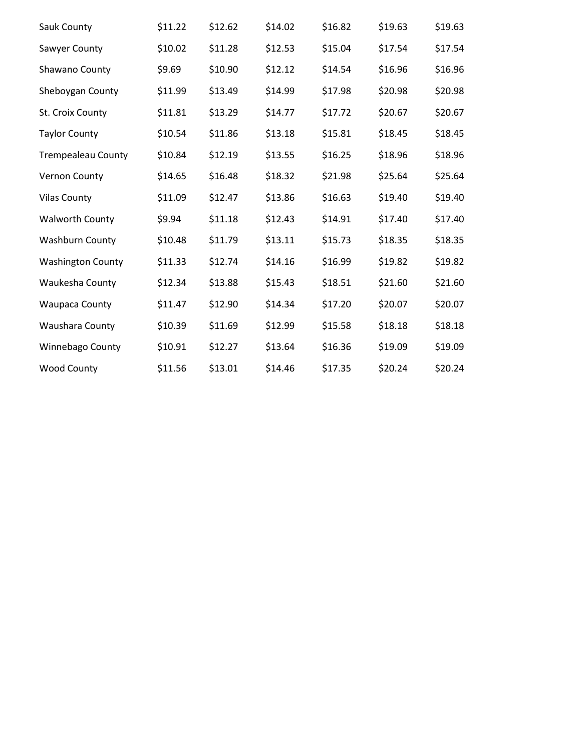| | | | | | | |
|---|---|---|---|---|---|---|
| Sauk County | $11.22 | $12.62 | $14.02 | $16.82 | $19.63 | $19.63 |
| Sawyer County | $10.02 | $11.28 | $12.53 | $15.04 | $17.54 | $17.54 |
| Shawano County | $9.69 | $10.90 | $12.12 | $14.54 | $16.96 | $16.96 |
| Sheboygan County | $11.99 | $13.49 | $14.99 | $17.98 | $20.98 | $20.98 |
| St. Croix County | $11.81 | $13.29 | $14.77 | $17.72 | $20.67 | $20.67 |
| Taylor County | $10.54 | $11.86 | $13.18 | $15.81 | $18.45 | $18.45 |
| Trempealeau County | $10.84 | $12.19 | $13.55 | $16.25 | $18.96 | $18.96 |
| Vernon County | $14.65 | $16.48 | $18.32 | $21.98 | $25.64 | $25.64 |
| Vilas County | $11.09 | $12.47 | $13.86 | $16.63 | $19.40 | $19.40 |
| Walworth County | $9.94 | $11.18 | $12.43 | $14.91 | $17.40 | $17.40 |
| Washburn County | $10.48 | $11.79 | $13.11 | $15.73 | $18.35 | $18.35 |
| Washington County | $11.33 | $12.74 | $14.16 | $16.99 | $19.82 | $19.82 |
| Waukesha County | $12.34 | $13.88 | $15.43 | $18.51 | $21.60 | $21.60 |
| Waupaca County | $11.47 | $12.90 | $14.34 | $17.20 | $20.07 | $20.07 |
| Waushara County | $10.39 | $11.69 | $12.99 | $15.58 | $18.18 | $18.18 |
| Winnebago County | $10.91 | $12.27 | $13.64 | $16.36 | $19.09 | $19.09 |
| Wood County | $11.56 | $13.01 | $14.46 | $17.35 | $20.24 | $20.24 |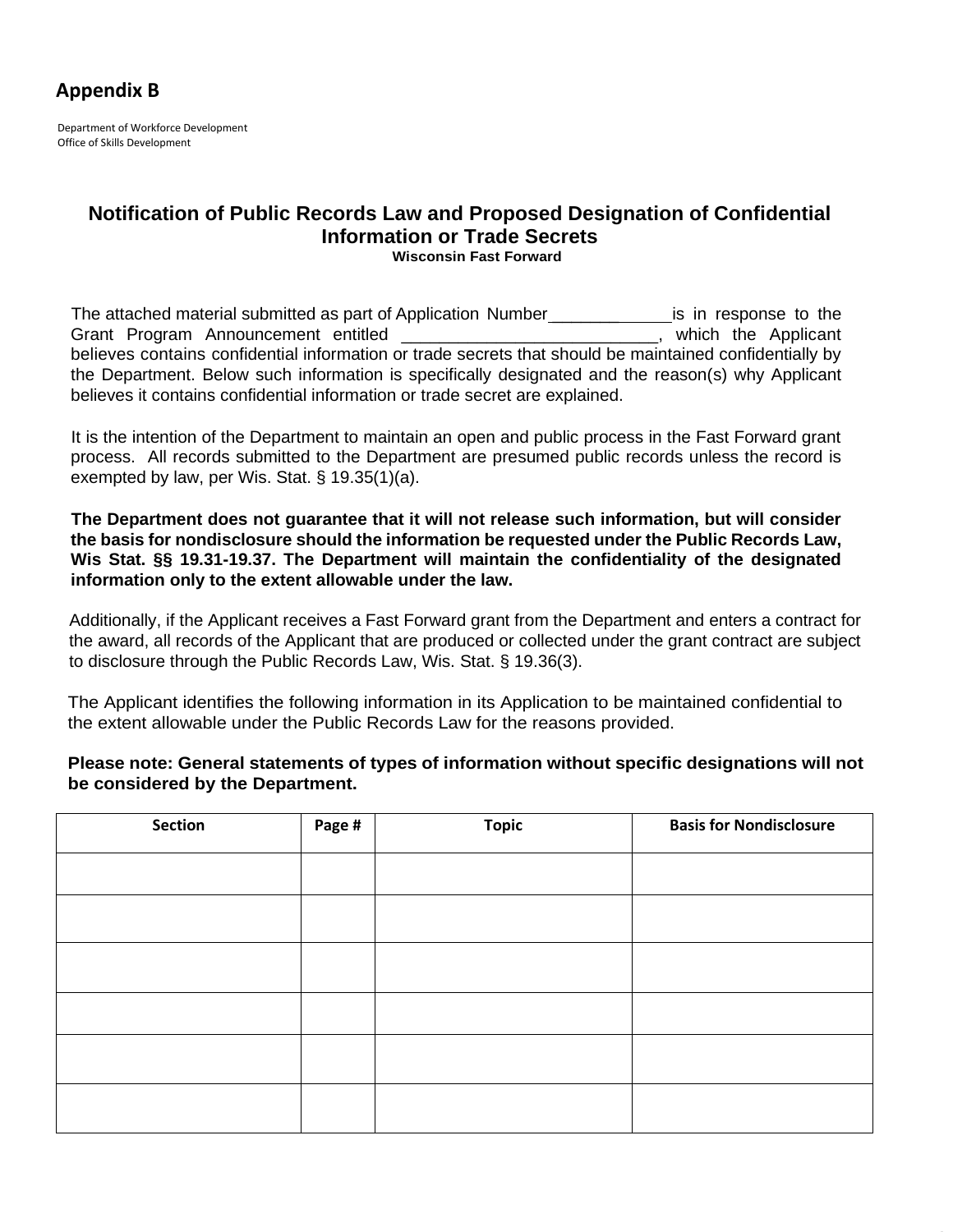# Appendix B

Department of Workforce Development
Office of Skills Development

## Notification of Public Records Law and Proposed Designation of Confidential Information or Trade Secrets

**Wisconsin Fast Forward**

The attached material submitted as part of Application Number_____________is in response to the Grant Program Announcement entitled ___________________________, which the Applicant believes contains confidential information or trade secrets that should be maintained confidentially by the Department. Below such information is specifically designated and the reason(s) why Applicant believes it contains confidential information or trade secret are explained.

It is the intention of the Department to maintain an open and public process in the Fast Forward grant process. All records submitted to the Department are presumed public records unless the record is exempted by law, per Wis. Stat. § 19.35(1)(a).

**The Department does not guarantee that it will not release such information, but will consider the basis for nondisclosure should the information be requested under the Public Records Law, Wis Stat. §§ 19.31-19.37. The Department will maintain the confidentiality of the designated information only to the extent allowable under the law.**

Additionally, if the Applicant receives a Fast Forward grant from the Department and enters a contract for the award, all records of the Applicant that are produced or collected under the grant contract are subject to disclosure through the Public Records Law, Wis. Stat. § 19.36(3).

The Applicant identifies the following information in its Application to be maintained confidential to the extent allowable under the Public Records Law for the reasons provided.

**Please note: General statements of types of information without specific designations will not be considered by the Department.**

| Section | Page # | Topic | Basis for Nondisclosure |
|---|---|---|---|
| | | | |
| | | | |
| | | | |
| | | | |
| | | | |
| | | | |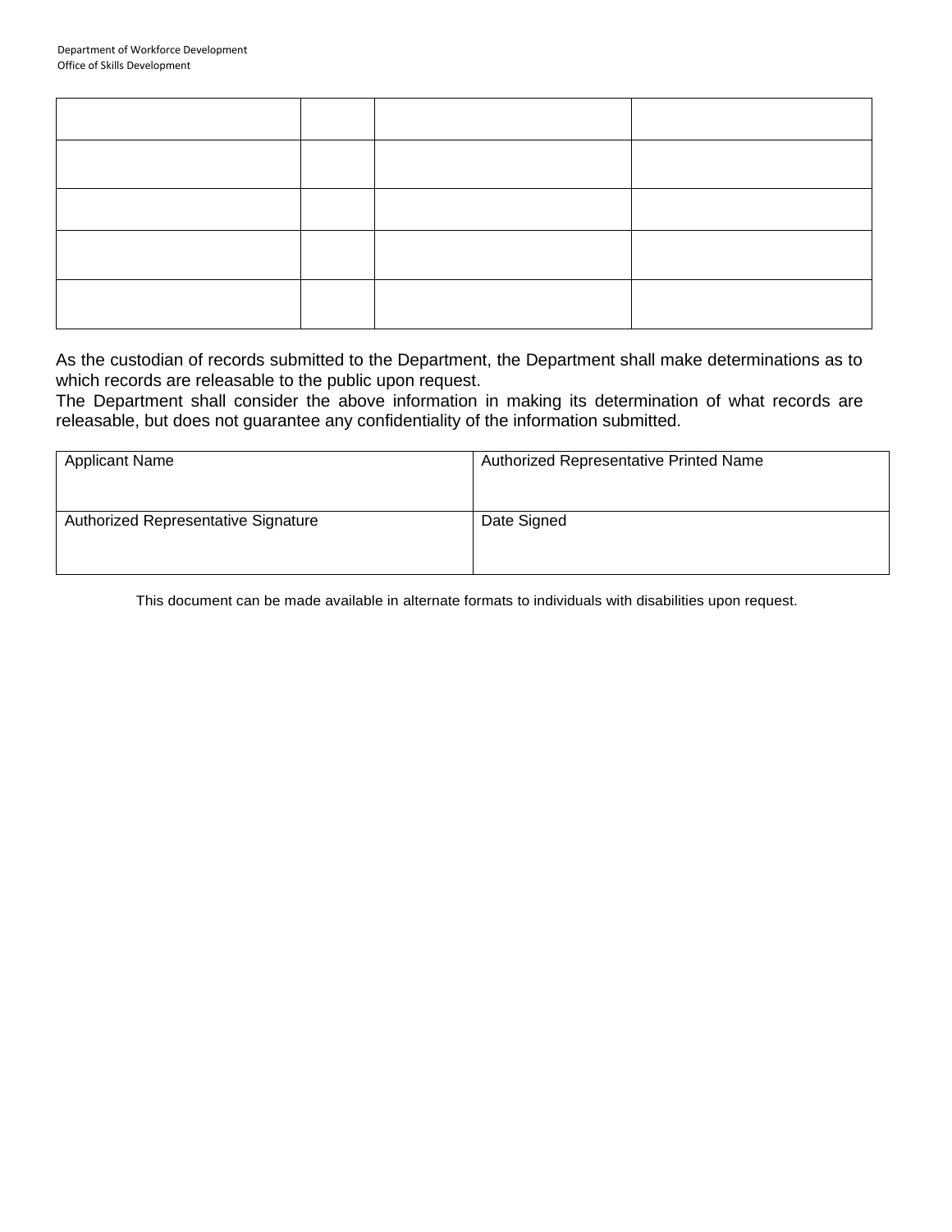| | | | |
|---|---|---|---|
| | | | |
| | | | |
| | | | |
| | | | |
| | | | |

As the custodian of records submitted to the Department, the Department shall make determinations as to which records are releasable to the public upon request.

The Department shall consider the above information in making its determination of what records are releasable, but does not guarantee any confidentiality of the information submitted.

| Applicant Name | Authorized Representative Printed Name |
|---|---|
| Authorized Representative Signature | Date Signed |

This document can be made available in alternate formats to individuals with disabilities upon request.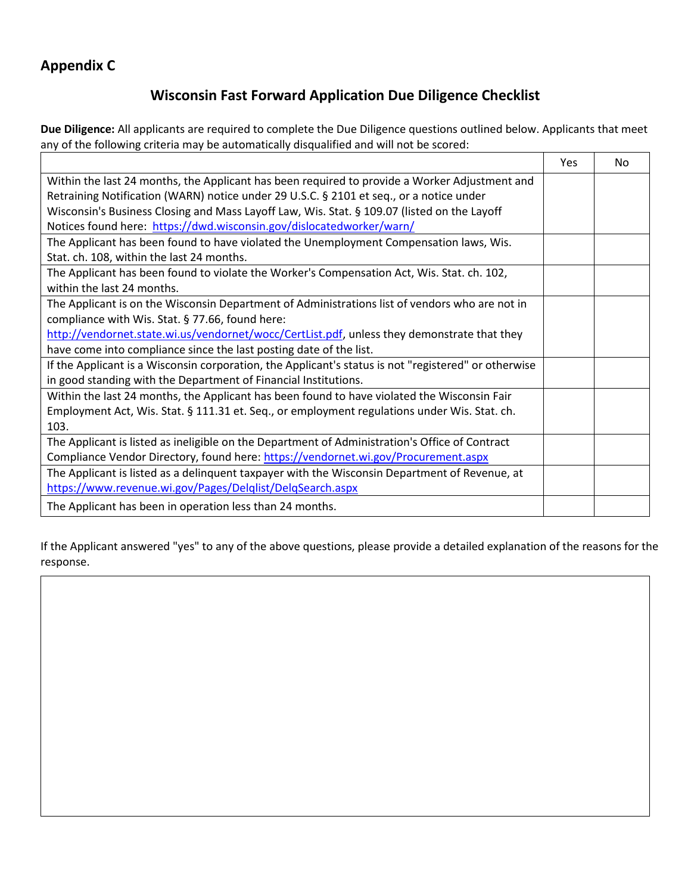## Appendix C

### Wisconsin Fast Forward Application Due Diligence Checklist

**Due Diligence:** All applicants are required to complete the Due Diligence questions outlined below. Applicants that meet any of the following criteria may be automatically disqualified and will not be scored:

| | Yes | No |
|---|---|---|
| Within the last 24 months, the Applicant has been required to provide a Worker Adjustment and Retraining Notification (WARN) notice under 29 U.S.C. § 2101 et seq., or a notice under Wisconsin's Business Closing and Mass Layoff Law, Wis. Stat. § 109.07 (listed on the Layoff Notices found here: https://dwd.wisconsin.gov/dislocatedworker/warn/ | | |
| The Applicant has been found to have violated the Unemployment Compensation laws, Wis. Stat. ch. 108, within the last 24 months. | | |
| The Applicant has been found to violate the Worker's Compensation Act, Wis. Stat. ch. 102, within the last 24 months. | | |
| The Applicant is on the Wisconsin Department of Administrations list of vendors who are not in compliance with Wis. Stat. § 77.66, found here: http://vendornet.state.wi.us/vendornet/wocc/CertList.pdf, unless they demonstrate that they have come into compliance since the last posting date of the list. | | |
| If the Applicant is a Wisconsin corporation, the Applicant's status is not "registered" or otherwise in good standing with the Department of Financial Institutions. | | |
| Within the last 24 months, the Applicant has been found to have violated the Wisconsin Fair Employment Act, Wis. Stat. § 111.31 et. Seq., or employment regulations under Wis. Stat. ch. 103. | | |
| The Applicant is listed as ineligible on the Department of Administration's Office of Contract Compliance Vendor Directory, found here: https://vendornet.wi.gov/Procurement.aspx | | |
| The Applicant is listed as a delinquent taxpayer with the Wisconsin Department of Revenue, at https://www.revenue.wi.gov/Pages/Delqlist/DelqSearch.aspx | | |
| The Applicant has been in operation less than 24 months. | | |

If the Applicant answered "yes" to any of the above questions, please provide a detailed explanation of the reasons for the response.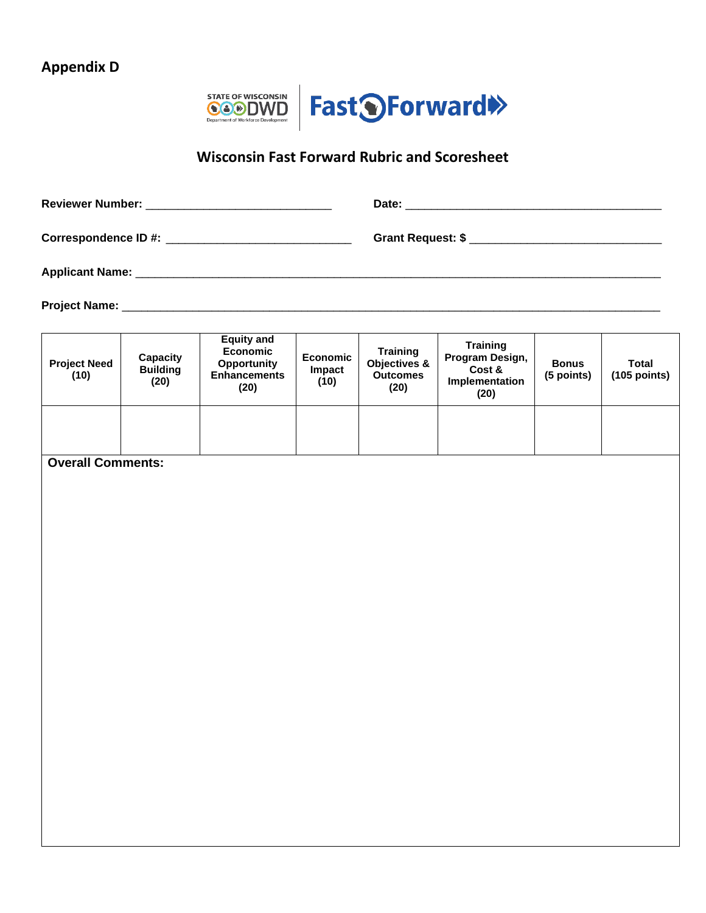## Appendix D

STATE OF WISCONSIN DWD Department of Workforce Development | Fast Forward

### Wisconsin Fast Forward Rubric and Scoresheet

**Reviewer Number:** ____________________________ **Date:** ________________________________________

**Correspondence ID #:** ____________________________ **Grant Request: $** ______________________________

**Applicant Name:** ________________________________________________________________________________

**Project Name:** __________________________________________________________________________________

| Project Need (10) | Capacity Building (20) | Equity and Economic Opportunity Enhancements (20) | Economic Impact (10) | Training Objectives & Outcomes (20) | Training Program Design, Cost & Implementation (20) | Bonus (5 points) | Total (105 points) |
|---|---|---|---|---|---|---|---|
| | | | | | | | |

**Overall Comments:**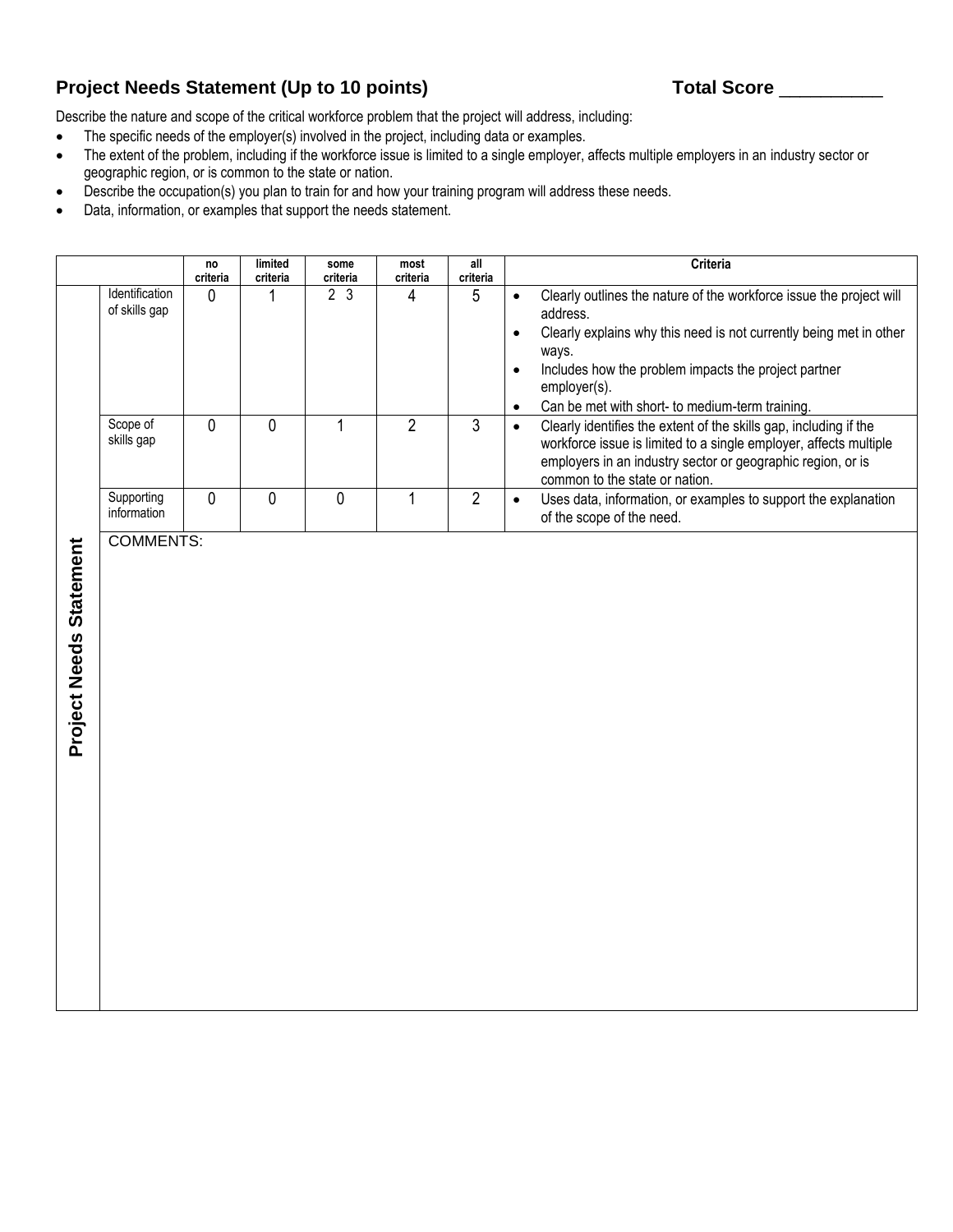## Project Needs Statement (Up to 10 points)

**Total Score __________**

Describe the nature and scope of the critical workforce problem that the project will address, including:

- The specific needs of the employer(s) involved in the project, including data or examples.
- The extent of the problem, including if the workforce issue is limited to a single employer, affects multiple employers in an industry sector or geographic region, or is common to the state or nation.
- Describe the occupation(s) you plan to train for and how your training program will address these needs.
- Data, information, or examples that support the needs statement.

| | | no criteria | limited criteria | some criteria | most criteria | all criteria | Criteria |
|---|---|---|---|---|---|---|---|
| Project Needs Statement | Identification of skills gap | 0 | 1 | 2 3 | 4 | 5 | • Clearly outlines the nature of the workforce issue the project will address.<br>• Clearly explains why this need is not currently being met in other ways.<br>• Includes how the problem impacts the project partner employer(s).<br>• Can be met with short- to medium-term training. |
| | Scope of skills gap | 0 | 0 | 1 | 2 | 3 | • Clearly identifies the extent of the skills gap, including if the workforce issue is limited to a single employer, affects multiple employers in an industry sector or geographic region, or is common to the state or nation. |
| | Supporting information | 0 | 0 | 0 | 1 | 2 | • Uses data, information, or examples to support the explanation of the scope of the need. |
| | COMMENTS: | | | | | | |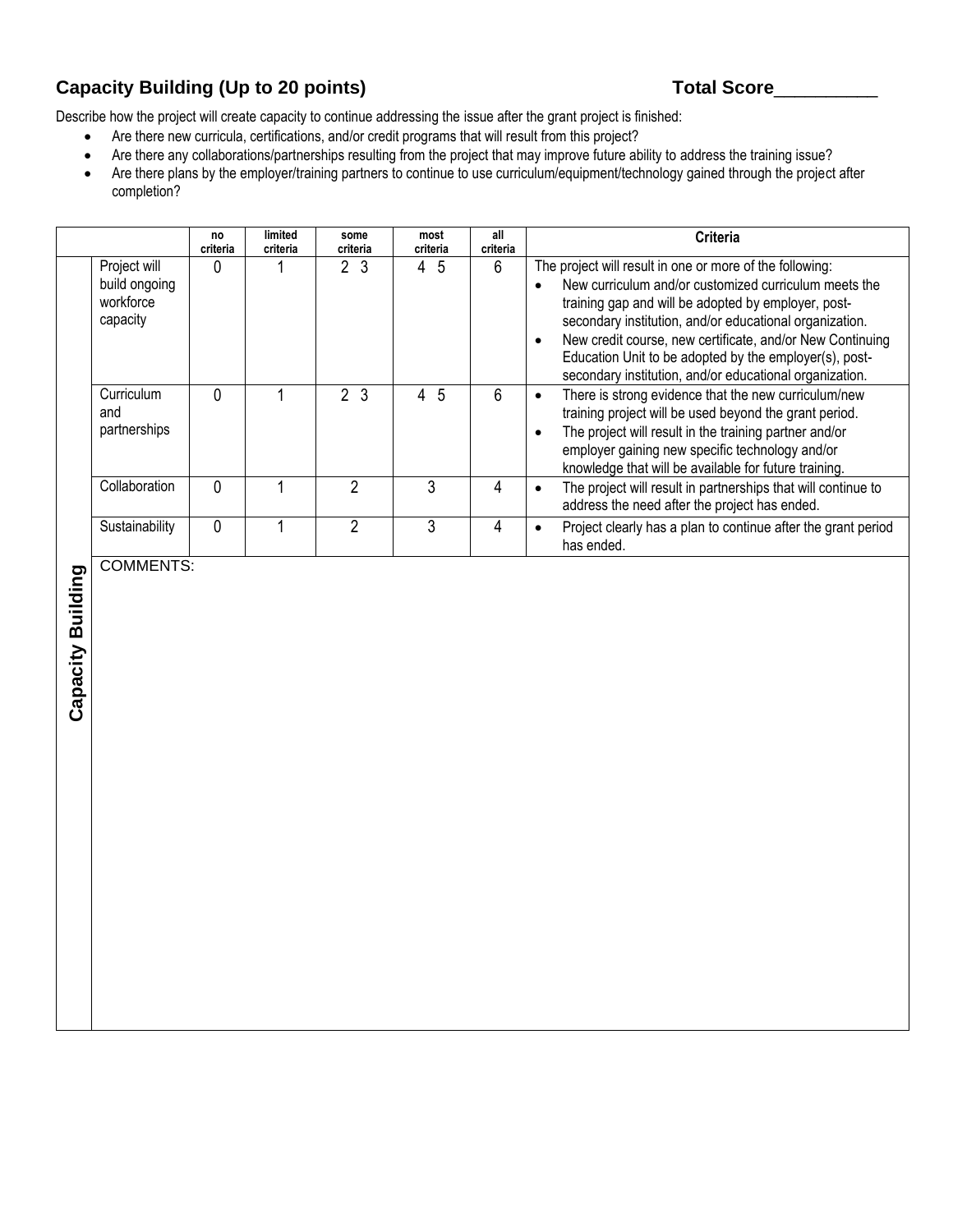## Capacity Building (Up to 20 points)

**Total Score__________**

Describe how the project will create capacity to continue addressing the issue after the grant project is finished:

- Are there new curricula, certifications, and/or credit programs that will result from this project?
- Are there any collaborations/partnerships resulting from the project that may improve future ability to address the training issue?
- Are there plans by the employer/training partners to continue to use curriculum/equipment/technology gained through the project after completion?

| | | no criteria | limited criteria | some criteria | most criteria | all criteria | Criteria |
|---|---|---|---|---|---|---|---|
| **Capacity Building** | Project will build ongoing workforce capacity | 0 | 1 | 2 3 | 4 5 | 6 | The project will result in one or more of the following: • New curriculum and/or customized curriculum meets the training gap and will be adopted by employer, post-secondary institution, and/or educational organization. • New credit course, new certificate, and/or New Continuing Education Unit to be adopted by the employer(s), post-secondary institution, and/or educational organization. |
| | Curriculum and partnerships | 0 | 1 | 2 3 | 4 5 | 6 | • There is strong evidence that the new curriculum/new training project will be used beyond the grant period. • The project will result in the training partner and/or employer gaining new specific technology and/or knowledge that will be available for future training. |
| | Collaboration | 0 | 1 | 2 | 3 | 4 | • The project will result in partnerships that will continue to address the need after the project has ended. |
| | Sustainability | 0 | 1 | 2 | 3 | 4 | • Project clearly has a plan to continue after the grant period has ended. |
| | COMMENTS: | | | | | | |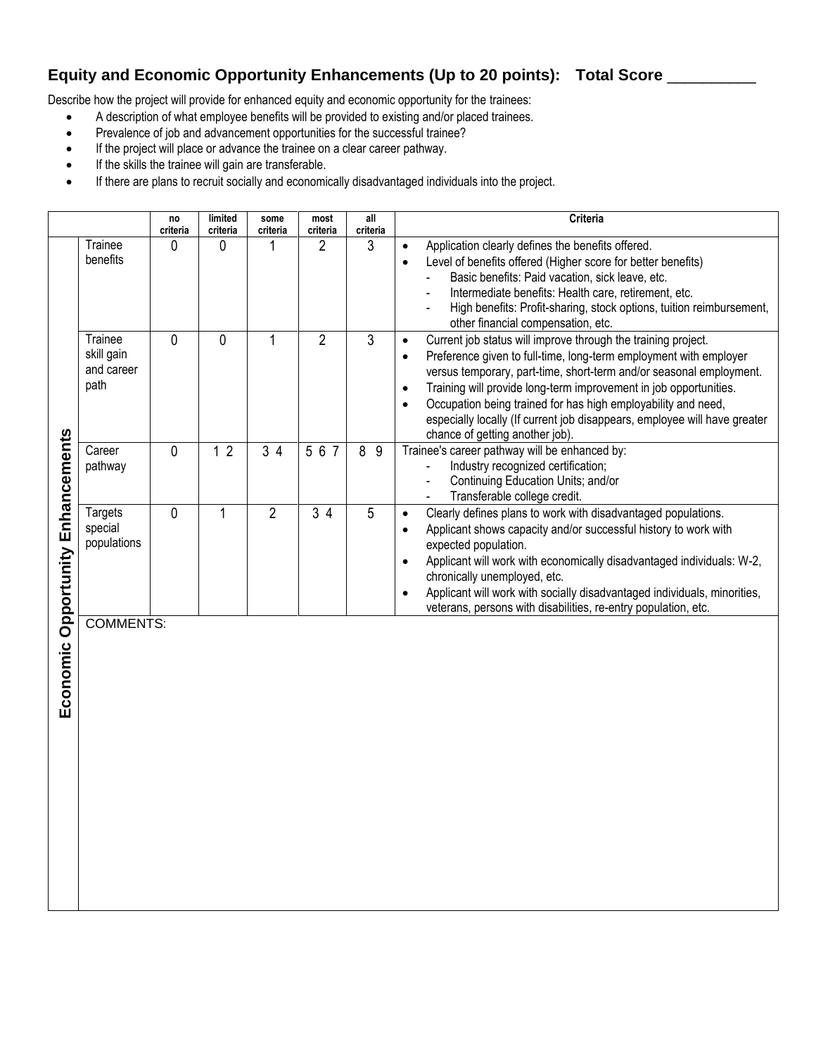## Equity and Economic Opportunity Enhancements (Up to 20 points): Total Score __________

Describe how the project will provide for enhanced equity and economic opportunity for the trainees:

- A description of what employee benefits will be provided to existing and/or placed trainees.
- Prevalence of job and advancement opportunities for the successful trainee?
- If the project will place or advance the trainee on a clear career pathway.
- If the skills the trainee will gain are transferable.
- If there are plans to recruit socially and economically disadvantaged individuals into the project.

| | | no criteria | limited criteria | some criteria | most criteria | all criteria | Criteria |
|---|---|---|---|---|---|---|---|
| Economic Opportunity Enhancements | Trainee benefits | 0 | 0 | 1 | 2 | 3 | • Application clearly defines the benefits offered.<br>• Level of benefits offered (Higher score for better benefits)<br>- Basic benefits: Paid vacation, sick leave, etc.<br>- Intermediate benefits: Health care, retirement, etc.<br>- High benefits: Profit-sharing, stock options, tuition reimbursement, other financial compensation, etc. |
| | Trainee skill gain and career path | 0 | 0 | 1 | 2 | 3 | • Current job status will improve through the training project.<br>• Preference given to full-time, long-term employment with employer versus temporary, part-time, short-term and/or seasonal employment.<br>• Training will provide long-term improvement in job opportunities.<br>• Occupation being trained for has high employability and need, especially locally (If current job disappears, employee will have greater chance of getting another job). |
| | Career pathway | 0 | 1 2 | 3 4 | 5 6 7 | 8 9 | Trainee's career pathway will be enhanced by:<br>- Industry recognized certification;<br>- Continuing Education Units; and/or<br>- Transferable college credit. |
| | Targets special populations | 0 | 1 | 2 | 3 4 | 5 | • Clearly defines plans to work with disadvantaged populations.<br>• Applicant shows capacity and/or successful history to work with expected population.<br>• Applicant will work with economically disadvantaged individuals: W-2, chronically unemployed, etc.<br>• Applicant will work with socially disadvantaged individuals, minorities, veterans, persons with disabilities, re-entry population, etc. |
| | COMMENTS: | | | | | | |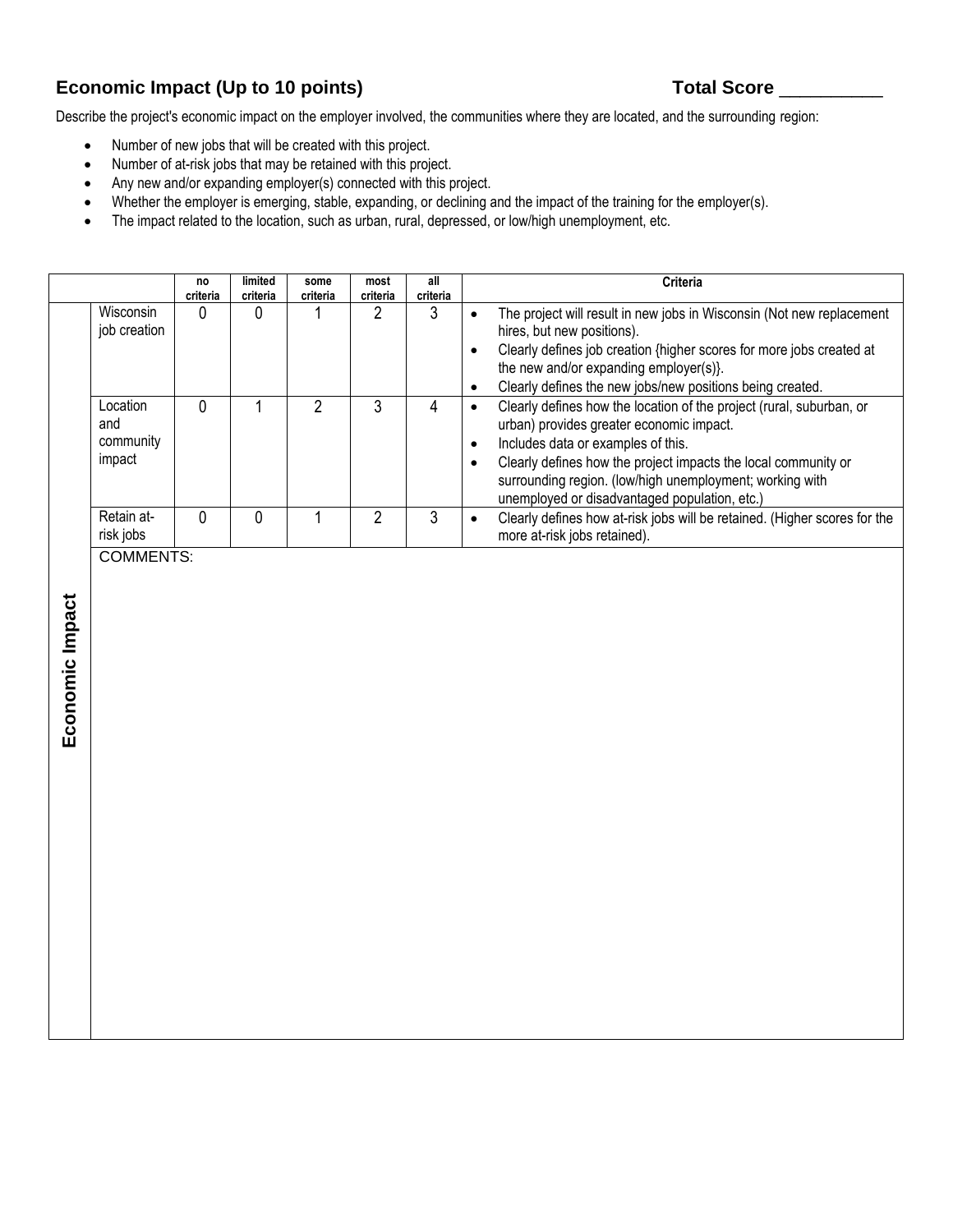## Economic Impact (Up to 10 points)

**Total Score __________**

Describe the project's economic impact on the employer involved, the communities where they are located, and the surrounding region:

- Number of new jobs that will be created with this project.
- Number of at-risk jobs that may be retained with this project.
- Any new and/or expanding employer(s) connected with this project.
- Whether the employer is emerging, stable, expanding, or declining and the impact of the training for the employer(s).
- The impact related to the location, such as urban, rural, depressed, or low/high unemployment, etc.

| | | no criteria | limited criteria | some criteria | most criteria | all criteria | Criteria |
|---|---|---|---|---|---|---|---|
| **Economic Impact** | Wisconsin job creation | 0 | 0 | 1 | 2 | 3 | • The project will result in new jobs in Wisconsin (Not new replacement hires, but new positions).<br>• Clearly defines job creation {higher scores for more jobs created at the new and/or expanding employer(s)}.<br>• Clearly defines the new jobs/new positions being created. |
| | Location and community impact | 0 | 1 | 2 | 3 | 4 | • Clearly defines how the location of the project (rural, suburban, or urban) provides greater economic impact.<br>• Includes data or examples of this.<br>• Clearly defines how the project impacts the local community or surrounding region. (low/high unemployment; working with unemployed or disadvantaged population, etc.) |
| | Retain at-risk jobs | 0 | 0 | 1 | 2 | 3 | • Clearly defines how at-risk jobs will be retained. (Higher scores for the more at-risk jobs retained). |
| | COMMENTS: | | | | | | |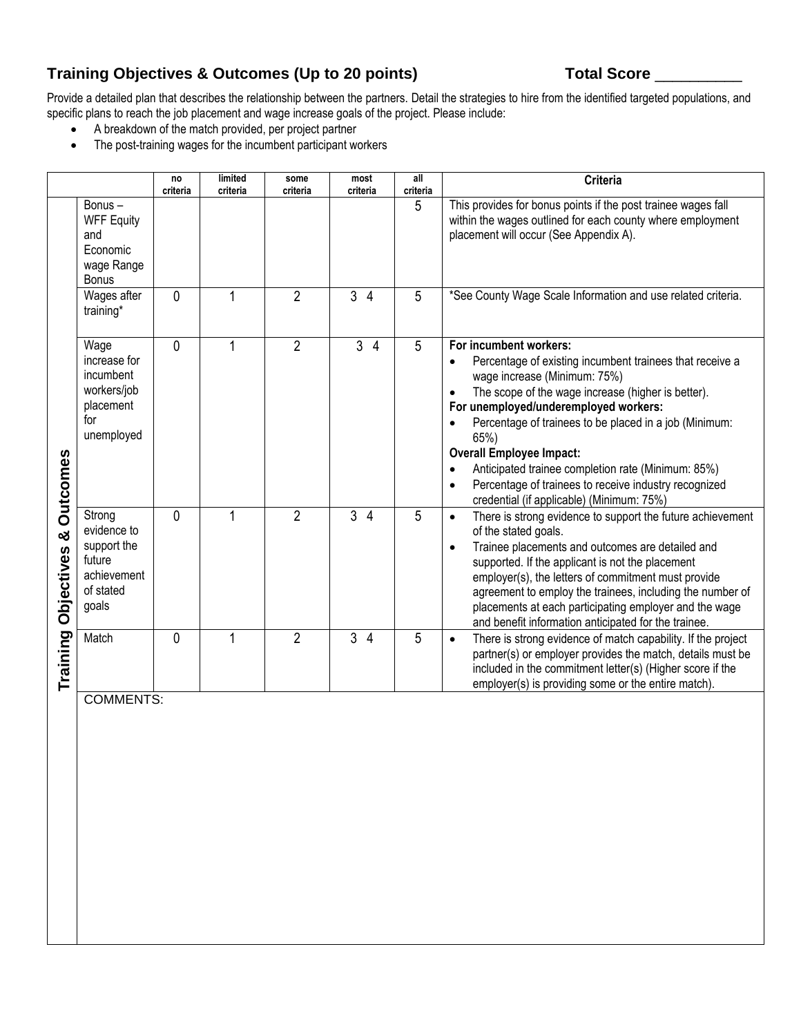## Training Objectives & Outcomes (Up to 20 points) Total Score __________

Provide a detailed plan that describes the relationship between the partners. Detail the strategies to hire from the identified targeted populations, and specific plans to reach the job placement and wage increase goals of the project. Please include:

- A breakdown of the match provided, per project partner
- The post-training wages for the incumbent participant workers

| | | no criteria | limited criteria | some criteria | most criteria | all criteria | Criteria |
|---|---|---|---|---|---|---|---|
| Training Objectives & Outcomes | Bonus – WFF Equity and Economic wage Range Bonus | | | | | 5 | This provides for bonus points if the post trainee wages fall within the wages outlined for each county where employment placement will occur (See Appendix A). |
| | Wages after training* | 0 | 1 | 2 | 3 4 | 5 | *See County Wage Scale Information and use related criteria. |
| | Wage increase for incumbent workers/job placement for unemployed | 0 | 1 | 2 | 3 4 | 5 | **For incumbent workers:** • Percentage of existing incumbent trainees that receive a wage increase (Minimum: 75%) • The scope of the wage increase (higher is better). **For unemployed/underemployed workers:** • Percentage of trainees to be placed in a job (Minimum: 65%) **Overall Employee Impact:** • Anticipated trainee completion rate (Minimum: 85%) • Percentage of trainees to receive industry recognized credential (if applicable) (Minimum: 75%) |
| | Strong evidence to support the future achievement of stated goals | 0 | 1 | 2 | 3 4 | 5 | • There is strong evidence to support the future achievement of the stated goals. • Trainee placements and outcomes are detailed and supported. If the applicant is not the placement employer(s), the letters of commitment must provide agreement to employ the trainees, including the number of placements at each participating employer and the wage and benefit information anticipated for the trainee. |
| | Match | 0 | 1 | 2 | 3 4 | 5 | • There is strong evidence of match capability. If the project partner(s) or employer provides the match, details must be included in the commitment letter(s) (Higher score if the employer(s) is providing some or the entire match). |
| | COMMENTS: | | | | | | |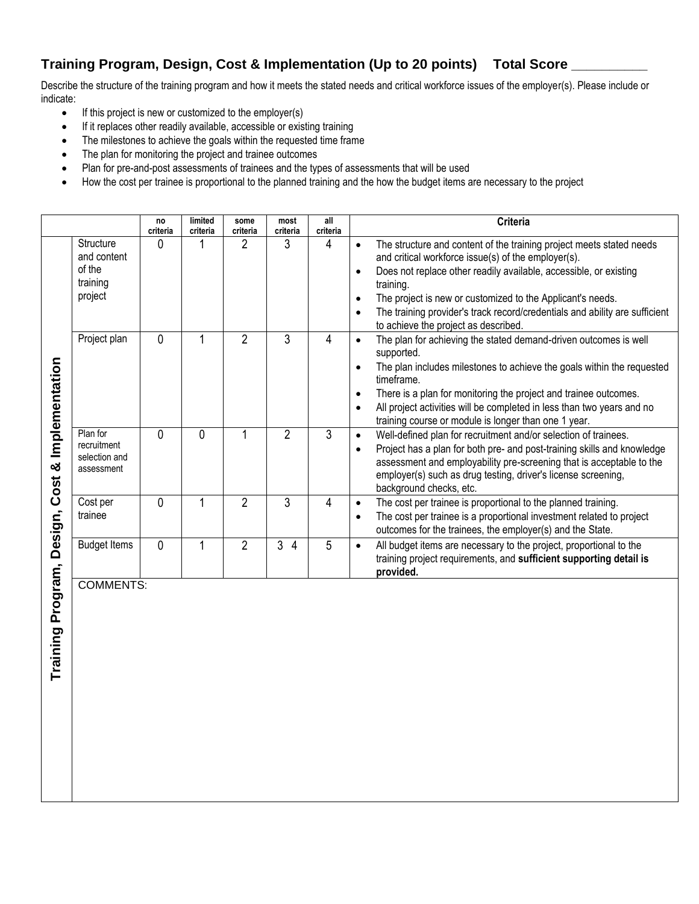## Training Program, Design, Cost & Implementation (Up to 20 points) Total Score __________

Describe the structure of the training program and how it meets the stated needs and critical workforce issues of the employer(s). Please include or indicate:

- If this project is new or customized to the employer(s)
- If it replaces other readily available, accessible or existing training
- The milestones to achieve the goals within the requested time frame
- The plan for monitoring the project and trainee outcomes
- Plan for pre-and-post assessments of trainees and the types of assessments that will be used
- How the cost per trainee is proportional to the planned training and the how the budget items are necessary to the project

| | | no criteria | limited criteria | some criteria | most criteria | all criteria | Criteria |
|---|---|---|---|---|---|---|---|
| Training Program, Design, Cost & Implementation | Structure and content of the training project | 0 | 1 | 2 | 3 | 4 | • The structure and content of the training project meets stated needs and critical workforce issue(s) of the employer(s).<br>• Does not replace other readily available, accessible, or existing training.<br>• The project is new or customized to the Applicant's needs.<br>• The training provider's track record/credentials and ability are sufficient to achieve the project as described. |
| | Project plan | 0 | 1 | 2 | 3 | 4 | • The plan for achieving the stated demand-driven outcomes is well supported.<br>• The plan includes milestones to achieve the goals within the requested timeframe.<br>• There is a plan for monitoring the project and trainee outcomes.<br>• All project activities will be completed in less than two years and no training course or module is longer than one 1 year. |
| | Plan for recruitment selection and assessment | 0 | 0 | 1 | 2 | 3 | • Well-defined plan for recruitment and/or selection of trainees.<br>• Project has a plan for both pre- and post-training skills and knowledge assessment and employability pre-screening that is acceptable to the employer(s) such as drug testing, driver's license screening, background checks, etc. |
| | Cost per trainee | 0 | 1 | 2 | 3 | 4 | • The cost per trainee is proportional to the planned training.<br>• The cost per trainee is a proportional investment related to project outcomes for the trainees, the employer(s) and the State. |
| | Budget Items | 0 | 1 | 2 | 3 4 | 5 | • All budget items are necessary to the project, proportional to the training project requirements, and **sufficient supporting detail is provided.** |
| | COMMENTS: | | | | | | |